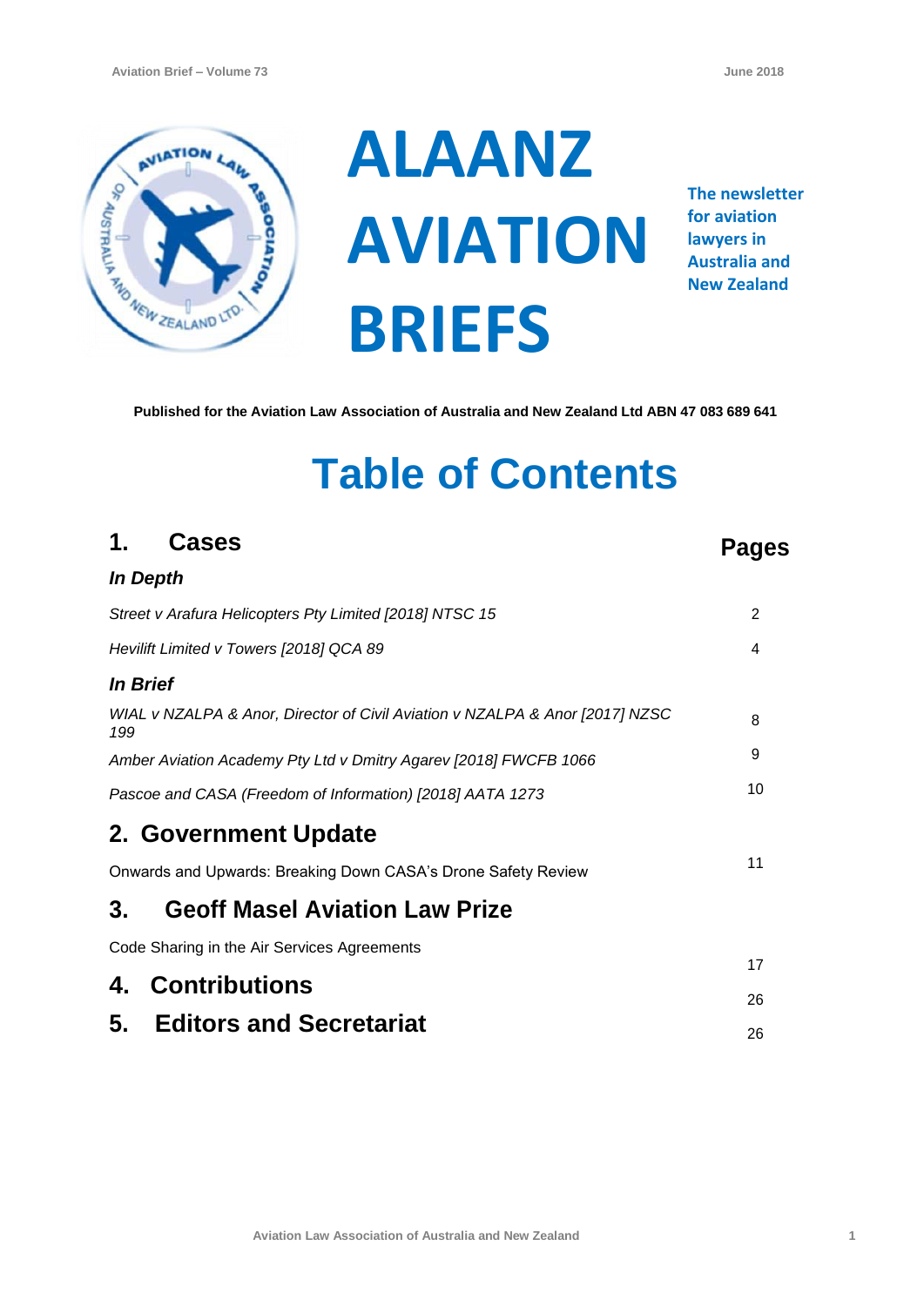# ALAANZ AVIATION BRIEFS

**The newsletter for aviation lawyers in Australia and New Zealand**

**Published for the Aviation Law Association of Australia and New Zealand Ltd ABN 47 083 689 641**

# Table of Contents

| | Pages |
|---|---|
| **1. Cases** | |
| ***In Depth*** | |
| *Street v Arafura Helicopters Pty Limited [2018] NTSC 15* | 2 |
| *Hevilift Limited v Towers [2018] QCA 89* | 4 |
| ***In Brief*** | |
| *WIAL v NZALPA & Anor, Director of Civil Aviation v NZALPA & Anor [2017] NZSC 199* | 8 |
| *Amber Aviation Academy Pty Ltd v Dmitry Agarev [2018] FWCFB 1066* | 9 |
| *Pascoe and CASA (Freedom of Information) [2018] AATA 1273* | 10 |
| **2. Government Update** | |
| Onwards and Upwards: Breaking Down CASA's Drone Safety Review | 11 |
| **3. Geoff Masel Aviation Law Prize** | |
| Code Sharing in the Air Services Agreements | 17 |
| **4. Contributions** | 26 |
| **5. Editors and Secretariat** | 26 |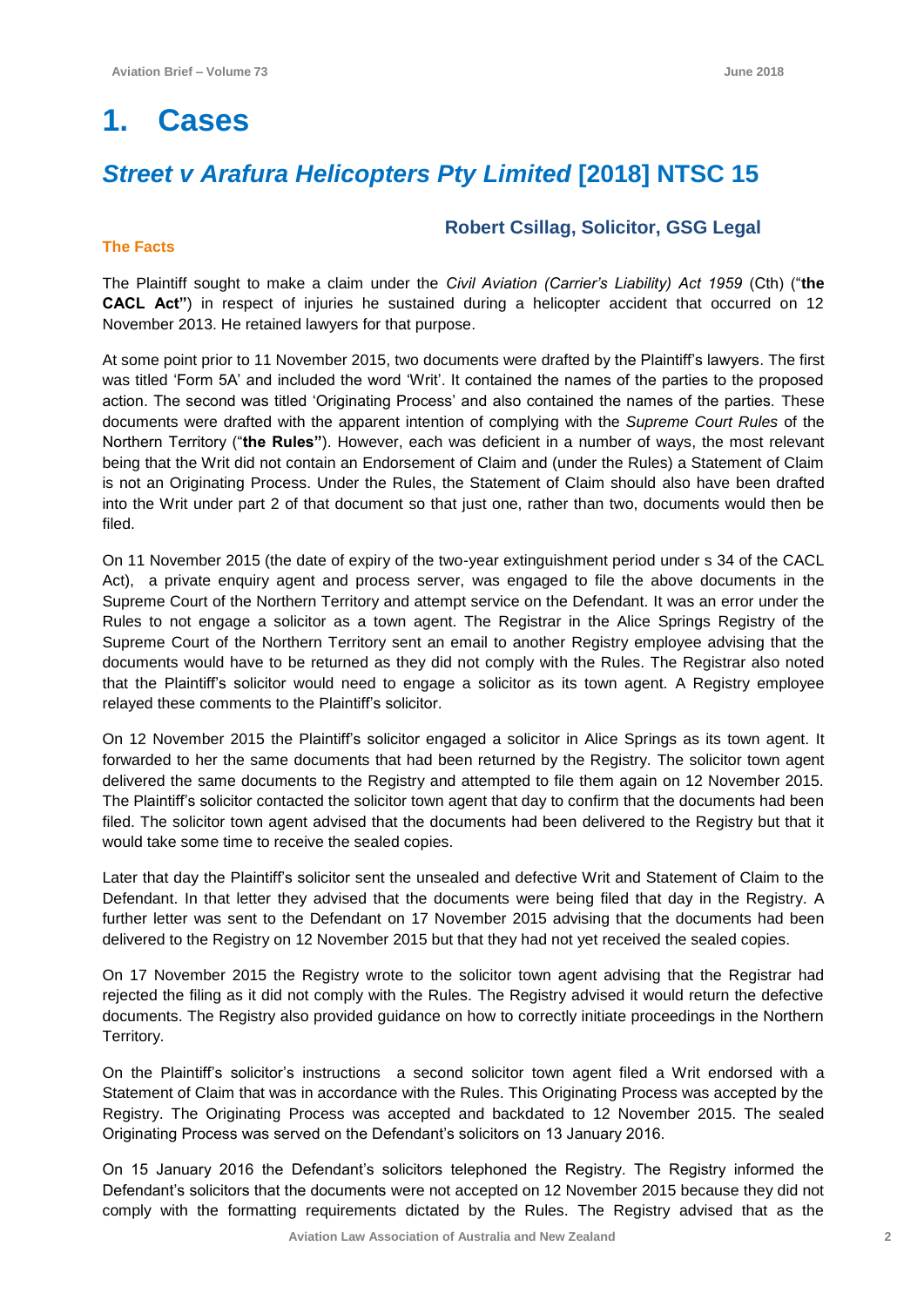# 1. Cases

## *Street v Arafura Helicopters Pty Limited* [2018] NTSC 15

### Robert Csillag, Solicitor, GSG Legal

**The Facts**

The Plaintiff sought to make a claim under the *Civil Aviation (Carrier's Liability) Act 1959* (Cth) ("**the CACL Act"**) in respect of injuries he sustained during a helicopter accident that occurred on 12 November 2013. He retained lawyers for that purpose.

At some point prior to 11 November 2015, two documents were drafted by the Plaintiff's lawyers. The first was titled 'Form 5A' and included the word 'Writ'. It contained the names of the parties to the proposed action. The second was titled 'Originating Process' and also contained the names of the parties. These documents were drafted with the apparent intention of complying with the *Supreme Court Rules* of the Northern Territory ("**the Rules"**). However, each was deficient in a number of ways, the most relevant being that the Writ did not contain an Endorsement of Claim and (under the Rules) a Statement of Claim is not an Originating Process. Under the Rules, the Statement of Claim should also have been drafted into the Writ under part 2 of that document so that just one, rather than two, documents would then be filed.

On 11 November 2015 (the date of expiry of the two-year extinguishment period under s 34 of the CACL Act), a private enquiry agent and process server, was engaged to file the above documents in the Supreme Court of the Northern Territory and attempt service on the Defendant. It was an error under the Rules to not engage a solicitor as a town agent. The Registrar in the Alice Springs Registry of the Supreme Court of the Northern Territory sent an email to another Registry employee advising that the documents would have to be returned as they did not comply with the Rules. The Registrar also noted that the Plaintiff's solicitor would need to engage a solicitor as its town agent. A Registry employee relayed these comments to the Plaintiff's solicitor.

On 12 November 2015 the Plaintiff's solicitor engaged a solicitor in Alice Springs as its town agent. It forwarded to her the same documents that had been returned by the Registry. The solicitor town agent delivered the same documents to the Registry and attempted to file them again on 12 November 2015. The Plaintiff's solicitor contacted the solicitor town agent that day to confirm that the documents had been filed. The solicitor town agent advised that the documents had been delivered to the Registry but that it would take some time to receive the sealed copies.

Later that day the Plaintiff's solicitor sent the unsealed and defective Writ and Statement of Claim to the Defendant. In that letter they advised that the documents were being filed that day in the Registry. A further letter was sent to the Defendant on 17 November 2015 advising that the documents had been delivered to the Registry on 12 November 2015 but that they had not yet received the sealed copies.

On 17 November 2015 the Registry wrote to the solicitor town agent advising that the Registrar had rejected the filing as it did not comply with the Rules. The Registry advised it would return the defective documents. The Registry also provided guidance on how to correctly initiate proceedings in the Northern Territory.

On the Plaintiff's solicitor's instructions a second solicitor town agent filed a Writ endorsed with a Statement of Claim that was in accordance with the Rules. This Originating Process was accepted by the Registry. The Originating Process was accepted and backdated to 12 November 2015. The sealed Originating Process was served on the Defendant's solicitors on 13 January 2016.

On 15 January 2016 the Defendant's solicitors telephoned the Registry. The Registry informed the Defendant's solicitors that the documents were not accepted on 12 November 2015 because they did not comply with the formatting requirements dictated by the Rules. The Registry advised that as the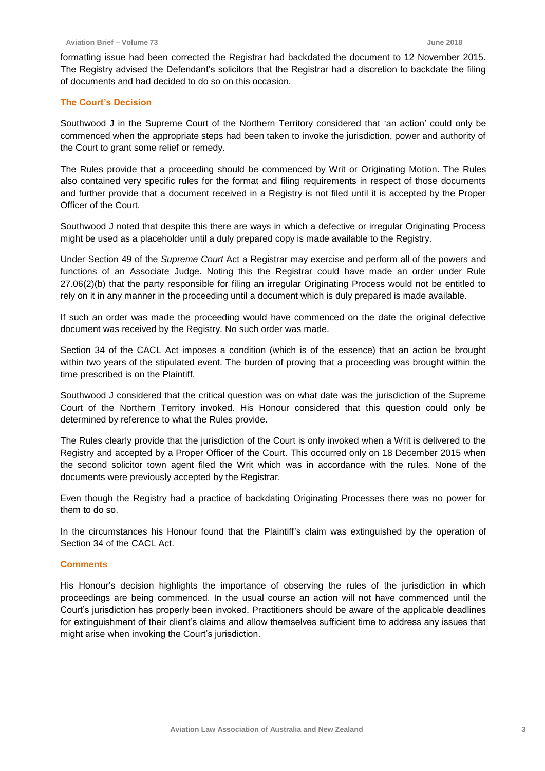formatting issue had been corrected the Registrar had backdated the document to 12 November 2015. The Registry advised the Defendant's solicitors that the Registrar had a discretion to backdate the filing of documents and had decided to do so on this occasion.

### The Court's Decision

Southwood J in the Supreme Court of the Northern Territory considered that 'an action' could only be commenced when the appropriate steps had been taken to invoke the jurisdiction, power and authority of the Court to grant some relief or remedy.

The Rules provide that a proceeding should be commenced by Writ or Originating Motion. The Rules also contained very specific rules for the format and filing requirements in respect of those documents and further provide that a document received in a Registry is not filed until it is accepted by the Proper Officer of the Court.

Southwood J noted that despite this there are ways in which a defective or irregular Originating Process might be used as a placeholder until a duly prepared copy is made available to the Registry.

Under Section 49 of the *Supreme Court* Act a Registrar may exercise and perform all of the powers and functions of an Associate Judge. Noting this the Registrar could have made an order under Rule 27.06(2)(b) that the party responsible for filing an irregular Originating Process would not be entitled to rely on it in any manner in the proceeding until a document which is duly prepared is made available.

If such an order was made the proceeding would have commenced on the date the original defective document was received by the Registry. No such order was made.

Section 34 of the CACL Act imposes a condition (which is of the essence) that an action be brought within two years of the stipulated event. The burden of proving that a proceeding was brought within the time prescribed is on the Plaintiff.

Southwood J considered that the critical question was on what date was the jurisdiction of the Supreme Court of the Northern Territory invoked. His Honour considered that this question could only be determined by reference to what the Rules provide.

The Rules clearly provide that the jurisdiction of the Court is only invoked when a Writ is delivered to the Registry and accepted by a Proper Officer of the Court. This occurred only on 18 December 2015 when the second solicitor town agent filed the Writ which was in accordance with the rules. None of the documents were previously accepted by the Registrar.

Even though the Registry had a practice of backdating Originating Processes there was no power for them to do so.

In the circumstances his Honour found that the Plaintiff's claim was extinguished by the operation of Section 34 of the CACL Act.

### Comments

His Honour's decision highlights the importance of observing the rules of the jurisdiction in which proceedings are being commenced. In the usual course an action will not have commenced until the Court's jurisdiction has properly been invoked. Practitioners should be aware of the applicable deadlines for extinguishment of their client's claims and allow themselves sufficient time to address any issues that might arise when invoking the Court's jurisdiction.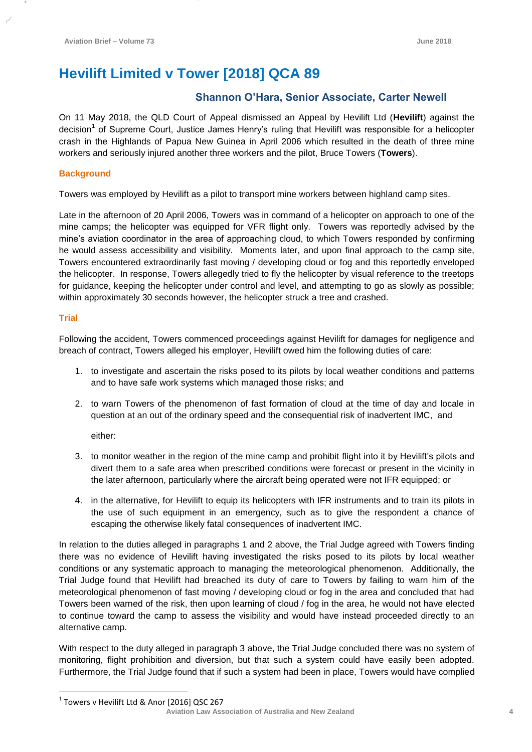# Hevilift Limited v Tower [2018] QCA 89

### Shannon O'Hara, Senior Associate, Carter Newell

On 11 May 2018, the QLD Court of Appeal dismissed an Appeal by Hevilift Ltd (**Hevilift**) against the decision[1] of Supreme Court, Justice James Henry's ruling that Hevilift was responsible for a helicopter crash in the Highlands of Papua New Guinea in April 2006 which resulted in the death of three mine workers and seriously injured another three workers and the pilot, Bruce Towers (**Towers**).

#### Background

Towers was employed by Hevilift as a pilot to transport mine workers between highland camp sites.

Late in the afternoon of 20 April 2006, Towers was in command of a helicopter on approach to one of the mine camps; the helicopter was equipped for VFR flight only. Towers was reportedly advised by the mine's aviation coordinator in the area of approaching cloud, to which Towers responded by confirming he would assess accessibility and visibility. Moments later, and upon final approach to the camp site, Towers encountered extraordinarily fast moving / developing cloud or fog and this reportedly enveloped the helicopter. In response, Towers allegedly tried to fly the helicopter by visual reference to the treetops for guidance, keeping the helicopter under control and level, and attempting to go as slowly as possible; within approximately 30 seconds however, the helicopter struck a tree and crashed.

#### Trial

Following the accident, Towers commenced proceedings against Hevilift for damages for negligence and breach of contract, Towers alleged his employer, Hevilift owed him the following duties of care:

1. to investigate and ascertain the risks posed to its pilots by local weather conditions and patterns and to have safe work systems which managed those risks; and
2. to warn Towers of the phenomenon of fast formation of cloud at the time of day and locale in question at an out of the ordinary speed and the consequential risk of inadvertent IMC, and

   either:

3. to monitor weather in the region of the mine camp and prohibit flight into it by Hevilift's pilots and divert them to a safe area when prescribed conditions were forecast or present in the vicinity in the later afternoon, particularly where the aircraft being operated were not IFR equipped; or
4. in the alternative, for Hevilift to equip its helicopters with IFR instruments and to train its pilots in the use of such equipment in an emergency, such as to give the respondent a chance of escaping the otherwise likely fatal consequences of inadvertent IMC.

In relation to the duties alleged in paragraphs 1 and 2 above, the Trial Judge agreed with Towers finding there was no evidence of Hevilift having investigated the risks posed to its pilots by local weather conditions or any systematic approach to managing the meteorological phenomenon. Additionally, the Trial Judge found that Hevilift had breached its duty of care to Towers by failing to warn him of the meteorological phenomenon of fast moving / developing cloud or fog in the area and concluded that had Towers been warned of the risk, then upon learning of cloud / fog in the area, he would not have elected to continue toward the camp to assess the visibility and would have instead proceeded directly to an alternative camp.

With respect to the duty alleged in paragraph 3 above, the Trial Judge concluded there was no system of monitoring, flight prohibition and diversion, but that such a system could have easily been adopted. Furthermore, the Trial Judge found that if such a system had been in place, Towers would have complied

---

[1] Towers v Hevilift Ltd & Anor [2016] QSC 267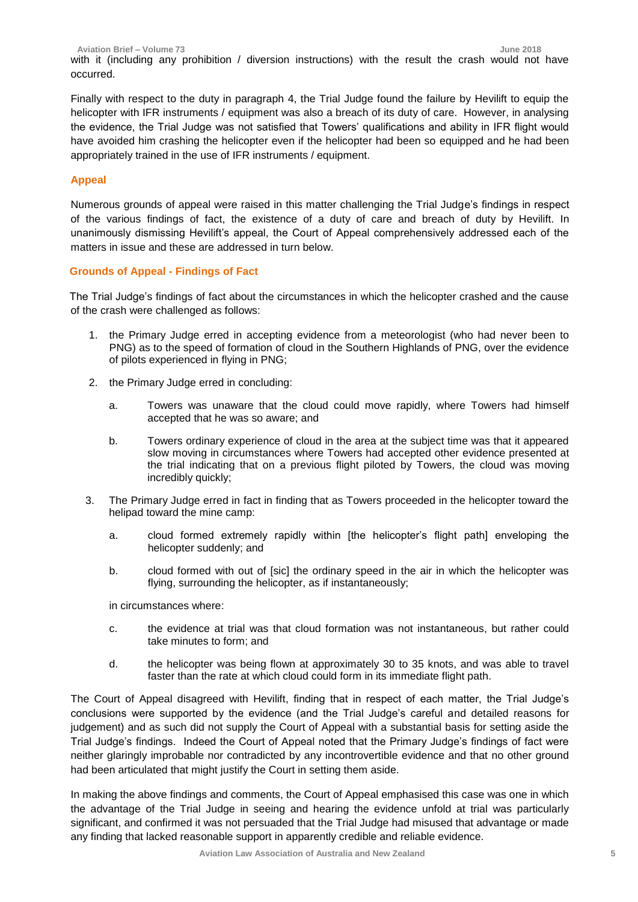with it (including any prohibition / diversion instructions) with the result the crash would not have occurred.

Finally with respect to the duty in paragraph 4, the Trial Judge found the failure by Hevilift to equip the helicopter with IFR instruments / equipment was also a breach of its duty of care. However, in analysing the evidence, the Trial Judge was not satisfied that Towers' qualifications and ability in IFR flight would have avoided him crashing the helicopter even if the helicopter had been so equipped and he had been appropriately trained in the use of IFR instruments / equipment.

### Appeal

Numerous grounds of appeal were raised in this matter challenging the Trial Judge's findings in respect of the various findings of fact, the existence of a duty of care and breach of duty by Hevilift. In unanimously dismissing Hevilift's appeal, the Court of Appeal comprehensively addressed each of the matters in issue and these are addressed in turn below.

### Grounds of Appeal - Findings of Fact

The Trial Judge's findings of fact about the circumstances in which the helicopter crashed and the cause of the crash were challenged as follows:

1. the Primary Judge erred in accepting evidence from a meteorologist (who had never been to PNG) as to the speed of formation of cloud in the Southern Highlands of PNG, over the evidence of pilots experienced in flying in PNG;
2. the Primary Judge erred in concluding:
   a. Towers was unaware that the cloud could move rapidly, where Towers had himself accepted that he was so aware; and
   b. Towers ordinary experience of cloud in the area at the subject time was that it appeared slow moving in circumstances where Towers had accepted other evidence presented at the trial indicating that on a previous flight piloted by Towers, the cloud was moving incredibly quickly;
3. The Primary Judge erred in fact in finding that as Towers proceeded in the helicopter toward the helipad toward the mine camp:
   a. cloud formed extremely rapidly within [the helicopter's flight path] enveloping the helicopter suddenly; and
   b. cloud formed with out of [sic] the ordinary speed in the air in which the helicopter was flying, surrounding the helicopter, as if instantaneously;

   in circumstances where:

   c. the evidence at trial was that cloud formation was not instantaneous, but rather could take minutes to form; and
   d. the helicopter was being flown at approximately 30 to 35 knots, and was able to travel faster than the rate at which cloud could form in its immediate flight path.

The Court of Appeal disagreed with Hevilift, finding that in respect of each matter, the Trial Judge's conclusions were supported by the evidence (and the Trial Judge's careful and detailed reasons for judgement) and as such did not supply the Court of Appeal with a substantial basis for setting aside the Trial Judge's findings. Indeed the Court of Appeal noted that the Primary Judge's findings of fact were neither glaringly improbable nor contradicted by any incontrovertible evidence and that no other ground had been articulated that might justify the Court in setting them aside.

In making the above findings and comments, the Court of Appeal emphasised this case was one in which the advantage of the Trial Judge in seeing and hearing the evidence unfold at trial was particularly significant, and confirmed it was not persuaded that the Trial Judge had misused that advantage or made any finding that lacked reasonable support in apparently credible and reliable evidence.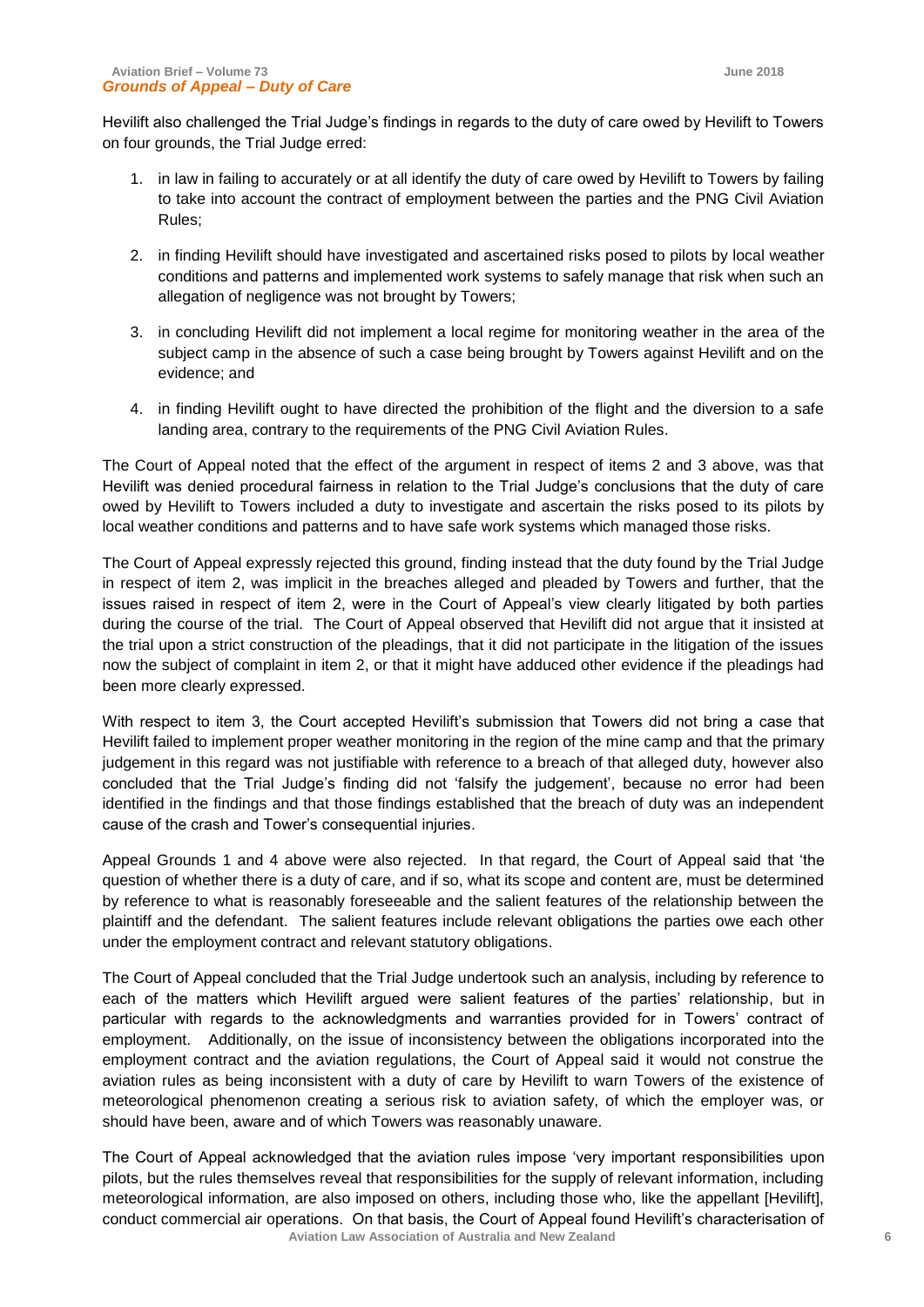## *Grounds of Appeal – Duty of Care*

Hevilift also challenged the Trial Judge's findings in regards to the duty of care owed by Hevilift to Towers on four grounds, the Trial Judge erred:

1. in law in failing to accurately or at all identify the duty of care owed by Hevilift to Towers by failing to take into account the contract of employment between the parties and the PNG Civil Aviation Rules;
2. in finding Hevilift should have investigated and ascertained risks posed to pilots by local weather conditions and patterns and implemented work systems to safely manage that risk when such an allegation of negligence was not brought by Towers;
3. in concluding Hevilift did not implement a local regime for monitoring weather in the area of the subject camp in the absence of such a case being brought by Towers against Hevilift and on the evidence; and
4. in finding Hevilift ought to have directed the prohibition of the flight and the diversion to a safe landing area, contrary to the requirements of the PNG Civil Aviation Rules.

The Court of Appeal noted that the effect of the argument in respect of items 2 and 3 above, was that Hevilift was denied procedural fairness in relation to the Trial Judge's conclusions that the duty of care owed by Hevilift to Towers included a duty to investigate and ascertain the risks posed to its pilots by local weather conditions and patterns and to have safe work systems which managed those risks.

The Court of Appeal expressly rejected this ground, finding instead that the duty found by the Trial Judge in respect of item 2, was implicit in the breaches alleged and pleaded by Towers and further, that the issues raised in respect of item 2, were in the Court of Appeal's view clearly litigated by both parties during the course of the trial. The Court of Appeal observed that Hevilift did not argue that it insisted at the trial upon a strict construction of the pleadings, that it did not participate in the litigation of the issues now the subject of complaint in item 2, or that it might have adduced other evidence if the pleadings had been more clearly expressed.

With respect to item 3, the Court accepted Hevilift's submission that Towers did not bring a case that Hevilift failed to implement proper weather monitoring in the region of the mine camp and that the primary judgement in this regard was not justifiable with reference to a breach of that alleged duty, however also concluded that the Trial Judge's finding did not 'falsify the judgement', because no error had been identified in the findings and that those findings established that the breach of duty was an independent cause of the crash and Tower's consequential injuries.

Appeal Grounds 1 and 4 above were also rejected. In that regard, the Court of Appeal said that 'the question of whether there is a duty of care, and if so, what its scope and content are, must be determined by reference to what is reasonably foreseeable and the salient features of the relationship between the plaintiff and the defendant. The salient features include relevant obligations the parties owe each other under the employment contract and relevant statutory obligations.

The Court of Appeal concluded that the Trial Judge undertook such an analysis, including by reference to each of the matters which Hevilift argued were salient features of the parties' relationship, but in particular with regards to the acknowledgments and warranties provided for in Towers' contract of employment. Additionally, on the issue of inconsistency between the obligations incorporated into the employment contract and the aviation regulations, the Court of Appeal said it would not construe the aviation rules as being inconsistent with a duty of care by Hevilift to warn Towers of the existence of meteorological phenomenon creating a serious risk to aviation safety, of which the employer was, or should have been, aware and of which Towers was reasonably unaware.

The Court of Appeal acknowledged that the aviation rules impose 'very important responsibilities upon pilots, but the rules themselves reveal that responsibilities for the supply of relevant information, including meteorological information, are also imposed on others, including those who, like the appellant [Hevilift], conduct commercial air operations. On that basis, the Court of Appeal found Hevilift's characterisation of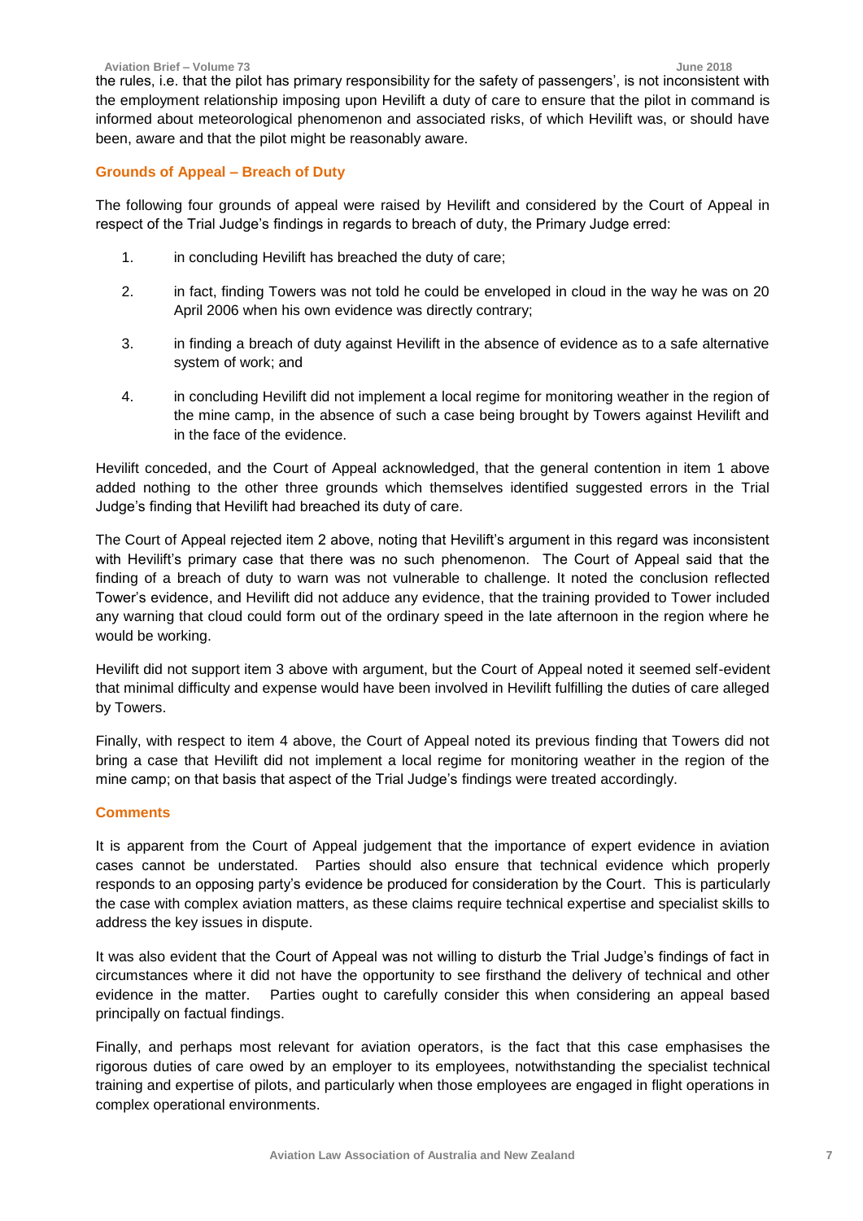the rules, i.e. that the pilot has primary responsibility for the safety of passengers', is not inconsistent with the employment relationship imposing upon Hevilift a duty of care to ensure that the pilot in command is informed about meteorological phenomenon and associated risks, of which Hevilift was, or should have been, aware and that the pilot might be reasonably aware.

### Grounds of Appeal – Breach of Duty

The following four grounds of appeal were raised by Hevilift and considered by the Court of Appeal in respect of the Trial Judge's findings in regards to breach of duty, the Primary Judge erred:

1. in concluding Hevilift has breached the duty of care;
2. in fact, finding Towers was not told he could be enveloped in cloud in the way he was on 20 April 2006 when his own evidence was directly contrary;
3. in finding a breach of duty against Hevilift in the absence of evidence as to a safe alternative system of work; and
4. in concluding Hevilift did not implement a local regime for monitoring weather in the region of the mine camp, in the absence of such a case being brought by Towers against Hevilift and in the face of the evidence.

Hevilift conceded, and the Court of Appeal acknowledged, that the general contention in item 1 above added nothing to the other three grounds which themselves identified suggested errors in the Trial Judge's finding that Hevilift had breached its duty of care.

The Court of Appeal rejected item 2 above, noting that Hevilift's argument in this regard was inconsistent with Hevilift's primary case that there was no such phenomenon. The Court of Appeal said that the finding of a breach of duty to warn was not vulnerable to challenge. It noted the conclusion reflected Tower's evidence, and Hevilift did not adduce any evidence, that the training provided to Tower included any warning that cloud could form out of the ordinary speed in the late afternoon in the region where he would be working.

Hevilift did not support item 3 above with argument, but the Court of Appeal noted it seemed self-evident that minimal difficulty and expense would have been involved in Hevilift fulfilling the duties of care alleged by Towers.

Finally, with respect to item 4 above, the Court of Appeal noted its previous finding that Towers did not bring a case that Hevilift did not implement a local regime for monitoring weather in the region of the mine camp; on that basis that aspect of the Trial Judge's findings were treated accordingly.

### Comments

It is apparent from the Court of Appeal judgement that the importance of expert evidence in aviation cases cannot be understated. Parties should also ensure that technical evidence which properly responds to an opposing party's evidence be produced for consideration by the Court. This is particularly the case with complex aviation matters, as these claims require technical expertise and specialist skills to address the key issues in dispute.

It was also evident that the Court of Appeal was not willing to disturb the Trial Judge's findings of fact in circumstances where it did not have the opportunity to see firsthand the delivery of technical and other evidence in the matter. Parties ought to carefully consider this when considering an appeal based principally on factual findings.

Finally, and perhaps most relevant for aviation operators, is the fact that this case emphasises the rigorous duties of care owed by an employer to its employees, notwithstanding the specialist technical training and expertise of pilots, and particularly when those employees are engaged in flight operations in complex operational environments.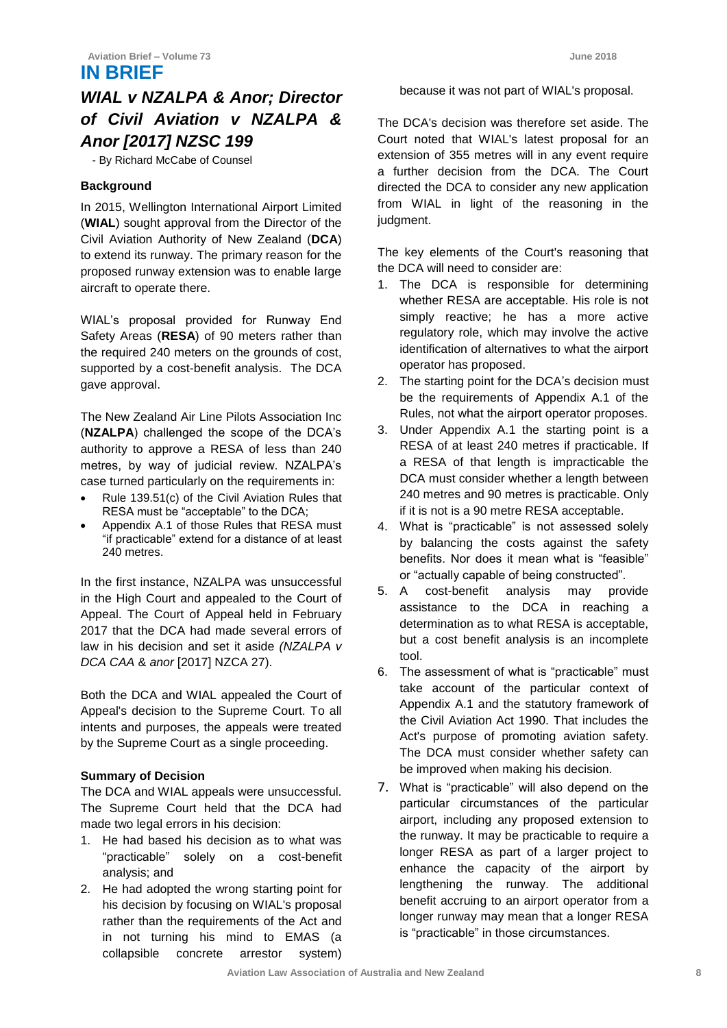# IN BRIEF

## *WIAL v NZALPA & Anor; Director of Civil Aviation v NZALPA & Anor [2017] NZSC 199*

- By Richard McCabe of Counsel

### Background

In 2015, Wellington International Airport Limited (**WIAL**) sought approval from the Director of the Civil Aviation Authority of New Zealand (**DCA**) to extend its runway. The primary reason for the proposed runway extension was to enable large aircraft to operate there.

WIAL's proposal provided for Runway End Safety Areas (**RESA**) of 90 meters rather than the required 240 meters on the grounds of cost, supported by a cost-benefit analysis. The DCA gave approval.

The New Zealand Air Line Pilots Association Inc (**NZALPA**) challenged the scope of the DCA's authority to approve a RESA of less than 240 metres, by way of judicial review. NZALPA's case turned particularly on the requirements in:

- Rule 139.51(c) of the Civil Aviation Rules that RESA must be "acceptable" to the DCA;
- Appendix A.1 of those Rules that RESA must "if practicable" extend for a distance of at least 240 metres.

In the first instance, NZALPA was unsuccessful in the High Court and appealed to the Court of Appeal. The Court of Appeal held in February 2017 that the DCA had made several errors of law in his decision and set it aside *(NZALPA v DCA CAA* & *anor* [2017] NZCA 27).

Both the DCA and WIAL appealed the Court of Appeal's decision to the Supreme Court. To all intents and purposes, the appeals were treated by the Supreme Court as a single proceeding.

### Summary of Decision

The DCA and WIAL appeals were unsuccessful. The Supreme Court held that the DCA had made two legal errors in his decision:

1. He had based his decision as to what was "practicable" solely on a cost-benefit analysis; and
2. He had adopted the wrong starting point for his decision by focusing on WIAL's proposal rather than the requirements of the Act and in not turning his mind to EMAS (a collapsible concrete arrestor system) because it was not part of WIAL's proposal.

The DCA's decision was therefore set aside. The Court noted that WIAL's latest proposal for an extension of 355 metres will in any event require a further decision from the DCA. The Court directed the DCA to consider any new application from WIAL in light of the reasoning in the judgment.

The key elements of the Court's reasoning that the DCA will need to consider are:

1. The DCA is responsible for determining whether RESA are acceptable. His role is not simply reactive; he has a more active regulatory role, which may involve the active identification of alternatives to what the airport operator has proposed.
2. The starting point for the DCA's decision must be the requirements of Appendix A.1 of the Rules, not what the airport operator proposes.
3. Under Appendix A.1 the starting point is a RESA of at least 240 metres if practicable. If a RESA of that length is impracticable the DCA must consider whether a length between 240 metres and 90 metres is practicable. Only if it is not is a 90 metre RESA acceptable.
4. What is "practicable" is not assessed solely by balancing the costs against the safety benefits. Nor does it mean what is "feasible" or "actually capable of being constructed".
5. A cost-benefit analysis may provide assistance to the DCA in reaching a determination as to what RESA is acceptable, but a cost benefit analysis is an incomplete tool.
6. The assessment of what is "practicable" must take account of the particular context of Appendix A.1 and the statutory framework of the Civil Aviation Act 1990. That includes the Act's purpose of promoting aviation safety. The DCA must consider whether safety can be improved when making his decision.
7. What is "practicable" will also depend on the particular circumstances of the particular airport, including any proposed extension to the runway. It may be practicable to require a longer RESA as part of a larger project to enhance the capacity of the airport by lengthening the runway. The additional benefit accruing to an airport operator from a longer runway may mean that a longer RESA is "practicable" in those circumstances.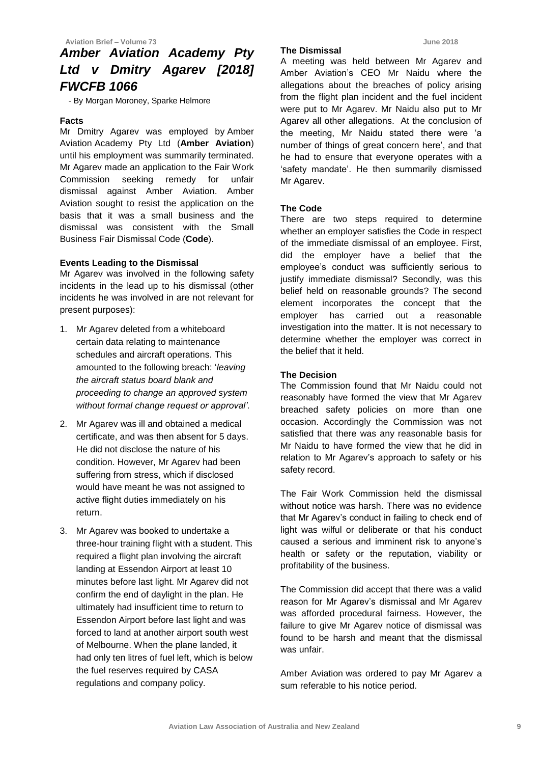# *Amber Aviation Academy Pty Ltd v Dmitry Agarev [2018] FWCFB 1066*

- By Morgan Moroney, Sparke Helmore

### Facts

Mr Dmitry Agarev was employed by Amber Aviation Academy Pty Ltd (**Amber Aviation**) until his employment was summarily terminated. Mr Agarev made an application to the Fair Work Commission seeking remedy for unfair dismissal against Amber Aviation. Amber Aviation sought to resist the application on the basis that it was a small business and the dismissal was consistent with the Small Business Fair Dismissal Code (**Code**).

### Events Leading to the Dismissal

Mr Agarev was involved in the following safety incidents in the lead up to his dismissal (other incidents he was involved in are not relevant for present purposes):

1. Mr Agarev deleted from a whiteboard certain data relating to maintenance schedules and aircraft operations. This amounted to the following breach: '*leaving the aircraft status board blank and proceeding to change an approved system without formal change request or approval'*.
2. Mr Agarev was ill and obtained a medical certificate, and was then absent for 5 days. He did not disclose the nature of his condition. However, Mr Agarev had been suffering from stress, which if disclosed would have meant he was not assigned to active flight duties immediately on his return.
3. Mr Agarev was booked to undertake a three-hour training flight with a student. This required a flight plan involving the aircraft landing at Essendon Airport at least 10 minutes before last light. Mr Agarev did not confirm the end of daylight in the plan. He ultimately had insufficient time to return to Essendon Airport before last light and was forced to land at another airport south west of Melbourne. When the plane landed, it had only ten litres of fuel left, which is below the fuel reserves required by CASA regulations and company policy.

### The Dismissal

A meeting was held between Mr Agarev and Amber Aviation's CEO Mr Naidu where the allegations about the breaches of policy arising from the flight plan incident and the fuel incident were put to Mr Agarev. Mr Naidu also put to Mr Agarev all other allegations. At the conclusion of the meeting, Mr Naidu stated there were 'a number of things of great concern here', and that he had to ensure that everyone operates with a 'safety mandate'. He then summarily dismissed Mr Agarev.

### The Code

There are two steps required to determine whether an employer satisfies the Code in respect of the immediate dismissal of an employee. First, did the employer have a belief that the employee's conduct was sufficiently serious to justify immediate dismissal? Secondly, was this belief held on reasonable grounds? The second element incorporates the concept that the employer has carried out a reasonable investigation into the matter. It is not necessary to determine whether the employer was correct in the belief that it held.

### The Decision

The Commission found that Mr Naidu could not reasonably have formed the view that Mr Agarev breached safety policies on more than one occasion. Accordingly the Commission was not satisfied that there was any reasonable basis for Mr Naidu to have formed the view that he did in relation to Mr Agarev's approach to safety or his safety record.

The Fair Work Commission held the dismissal without notice was harsh. There was no evidence that Mr Agarev's conduct in failing to check end of light was wilful or deliberate or that his conduct caused a serious and imminent risk to anyone's health or safety or the reputation, viability or profitability of the business.

The Commission did accept that there was a valid reason for Mr Agarev's dismissal and Mr Agarev was afforded procedural fairness. However, the failure to give Mr Agarev notice of dismissal was found to be harsh and meant that the dismissal was unfair.

Amber Aviation was ordered to pay Mr Agarev a sum referable to his notice period.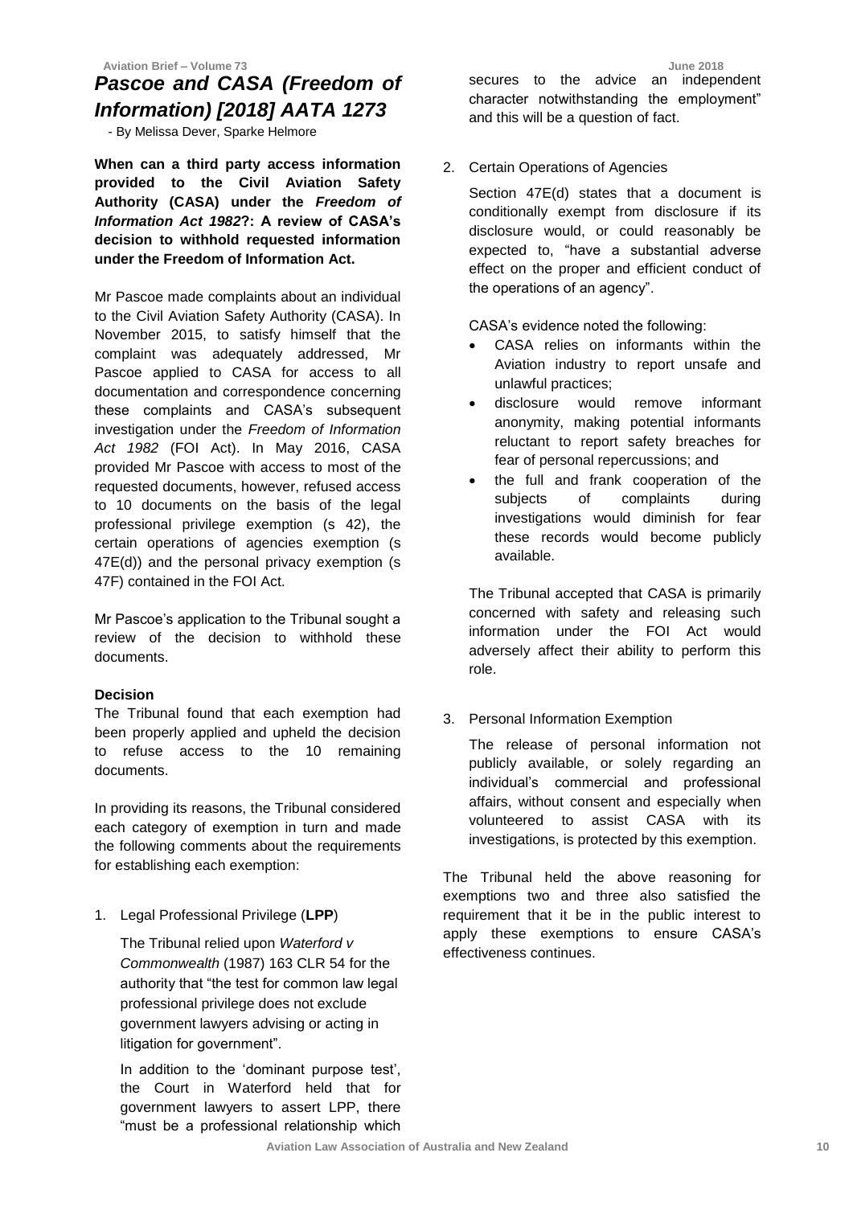## *Pascoe and CASA (Freedom of Information) [2018] AATA 1273*

- By Melissa Dever, Sparke Helmore

**When can a third party access information provided to the Civil Aviation Safety Authority (CASA) under the *Freedom of Information Act 1982*?: A review of CASA's decision to withhold requested information under the Freedom of Information Act.**

Mr Pascoe made complaints about an individual to the Civil Aviation Safety Authority (CASA). In November 2015, to satisfy himself that the complaint was adequately addressed, Mr Pascoe applied to CASA for access to all documentation and correspondence concerning these complaints and CASA's subsequent investigation under the *Freedom of Information Act 1982* (FOI Act). In May 2016, CASA provided Mr Pascoe with access to most of the requested documents, however, refused access to 10 documents on the basis of the legal professional privilege exemption (s 42), the certain operations of agencies exemption (s 47E(d)) and the personal privacy exemption (s 47F) contained in the FOI Act.

Mr Pascoe's application to the Tribunal sought a review of the decision to withhold these documents.

**Decision**

The Tribunal found that each exemption had been properly applied and upheld the decision to refuse access to the 10 remaining documents.

In providing its reasons, the Tribunal considered each category of exemption in turn and made the following comments about the requirements for establishing each exemption:

1. Legal Professional Privilege (**LPP**)

   The Tribunal relied upon *Waterford v Commonwealth* (1987) 163 CLR 54 for the authority that "the test for common law legal professional privilege does not exclude government lawyers advising or acting in litigation for government".

   In addition to the 'dominant purpose test', the Court in Waterford held that for government lawyers to assert LPP, there "must be a professional relationship which secures to the advice an independent character notwithstanding the employment" and this will be a question of fact.

2. Certain Operations of Agencies

   Section 47E(d) states that a document is conditionally exempt from disclosure if its disclosure would, or could reasonably be expected to, "have a substantial adverse effect on the proper and efficient conduct of the operations of an agency".

   CASA's evidence noted the following:

   - CASA relies on informants within the Aviation industry to report unsafe and unlawful practices;
   - disclosure would remove informant anonymity, making potential informants reluctant to report safety breaches for fear of personal repercussions; and
   - the full and frank cooperation of the subjects of complaints during investigations would diminish for fear these records would become publicly available.

   The Tribunal accepted that CASA is primarily concerned with safety and releasing such information under the FOI Act would adversely affect their ability to perform this role.

3. Personal Information Exemption

   The release of personal information not publicly available, or solely regarding an individual's commercial and professional affairs, without consent and especially when volunteered to assist CASA with its investigations, is protected by this exemption.

The Tribunal held the above reasoning for exemptions two and three also satisfied the requirement that it be in the public interest to apply these exemptions to ensure CASA's effectiveness continues.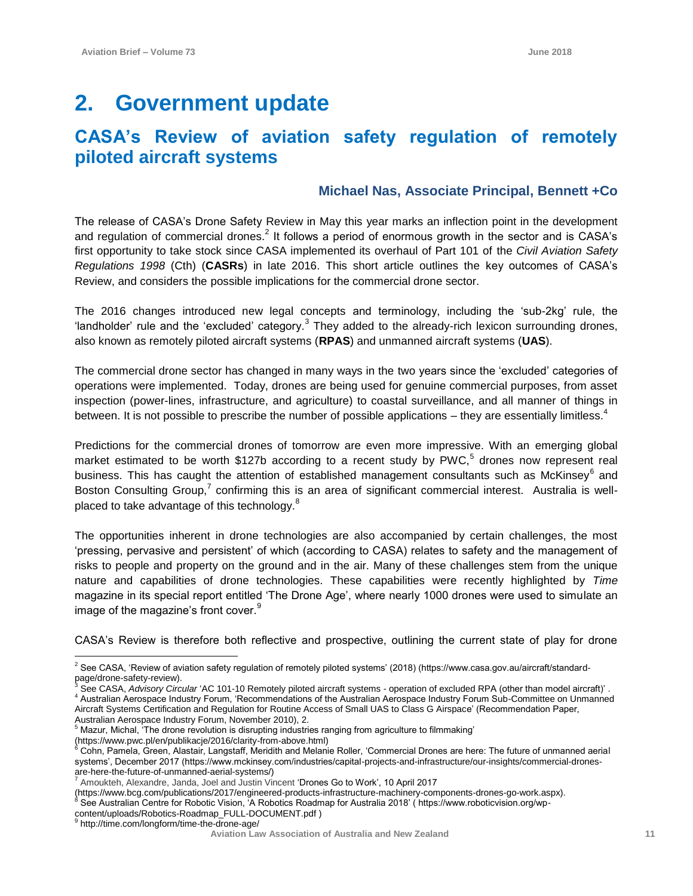# 2. Government update

## CASA's Review of aviation safety regulation of remotely piloted aircraft systems

**Michael Nas, Associate Principal, Bennett +Co**

The release of CASA's Drone Safety Review in May this year marks an inflection point in the development and regulation of commercial drones.[2] It follows a period of enormous growth in the sector and is CASA's first opportunity to take stock since CASA implemented its overhaul of Part 101 of the *Civil Aviation Safety Regulations 1998* (Cth) (**CASRs**) in late 2016. This short article outlines the key outcomes of CASA's Review, and considers the possible implications for the commercial drone sector.

The 2016 changes introduced new legal concepts and terminology, including the 'sub-2kg' rule, the 'landholder' rule and the 'excluded' category.[3] They added to the already-rich lexicon surrounding drones, also known as remotely piloted aircraft systems (**RPAS**) and unmanned aircraft systems (**UAS**).

The commercial drone sector has changed in many ways in the two years since the 'excluded' categories of operations were implemented. Today, drones are being used for genuine commercial purposes, from asset inspection (power-lines, infrastructure, and agriculture) to coastal surveillance, and all manner of things in between. It is not possible to prescribe the number of possible applications – they are essentially limitless.[4]

Predictions for the commercial drones of tomorrow are even more impressive. With an emerging global market estimated to be worth $127b according to a recent study by PWC,[5] drones now represent real business. This has caught the attention of established management consultants such as McKinsey[6] and Boston Consulting Group,[7] confirming this is an area of significant commercial interest. Australia is well-placed to take advantage of this technology.[8]

The opportunities inherent in drone technologies are also accompanied by certain challenges, the most 'pressing, pervasive and persistent' of which (according to CASA) relates to safety and the management of risks to people and property on the ground and in the air. Many of these challenges stem from the unique nature and capabilities of drone technologies. These capabilities were recently highlighted by *Time* magazine in its special report entitled 'The Drone Age', where nearly 1000 drones were used to simulate an image of the magazine's front cover.[9]

CASA's Review is therefore both reflective and prospective, outlining the current state of play for drone

---

[2] See CASA, 'Review of aviation safety regulation of remotely piloted systems' (2018) (https://www.casa.gov.au/aircraft/standard-page/drone-safety-review).

[3] See CASA, *Advisory Circular* 'AC 101-10 Remotely piloted aircraft systems - operation of excluded RPA (other than model aircraft)' .

[4] Australian Aerospace Industry Forum, 'Recommendations of the Australian Aerospace Industry Forum Sub-Committee on Unmanned Aircraft Systems Certification and Regulation for Routine Access of Small UAS to Class G Airspace' (Recommendation Paper, Australian Aerospace Industry Forum, November 2010), 2.

[5] Mazur, Michal, 'The drone revolution is disrupting industries ranging from agriculture to filmmaking' (https://www.pwc.pl/en/publikacje/2016/clarity-from-above.html)

[6] Cohn, Pamela, Green, Alastair, Langstaff, Meridith and Melanie Roller, 'Commercial Drones are here: The future of unmanned aerial systems', December 2017 (https://www.mckinsey.com/industries/capital-projects-and-infrastructure/our-insights/commercial-drones-are-here-the-future-of-unmanned-aerial-systems/)

[7] Amoukteh, Alexandre, Janda, Joel and Justin Vincent 'Drones Go to Work', 10 April 2017 (https://www.bcg.com/publications/2017/engineered-products-infrastructure-machinery-components-drones-go-work.aspx).

[8] See Australian Centre for Robotic Vision, 'A Robotics Roadmap for Australia 2018' ( https://www.roboticvision.org/wp-content/uploads/Robotics-Roadmap_FULL-DOCUMENT.pdf )

[9] http://time.com/longform/time-the-drone-age/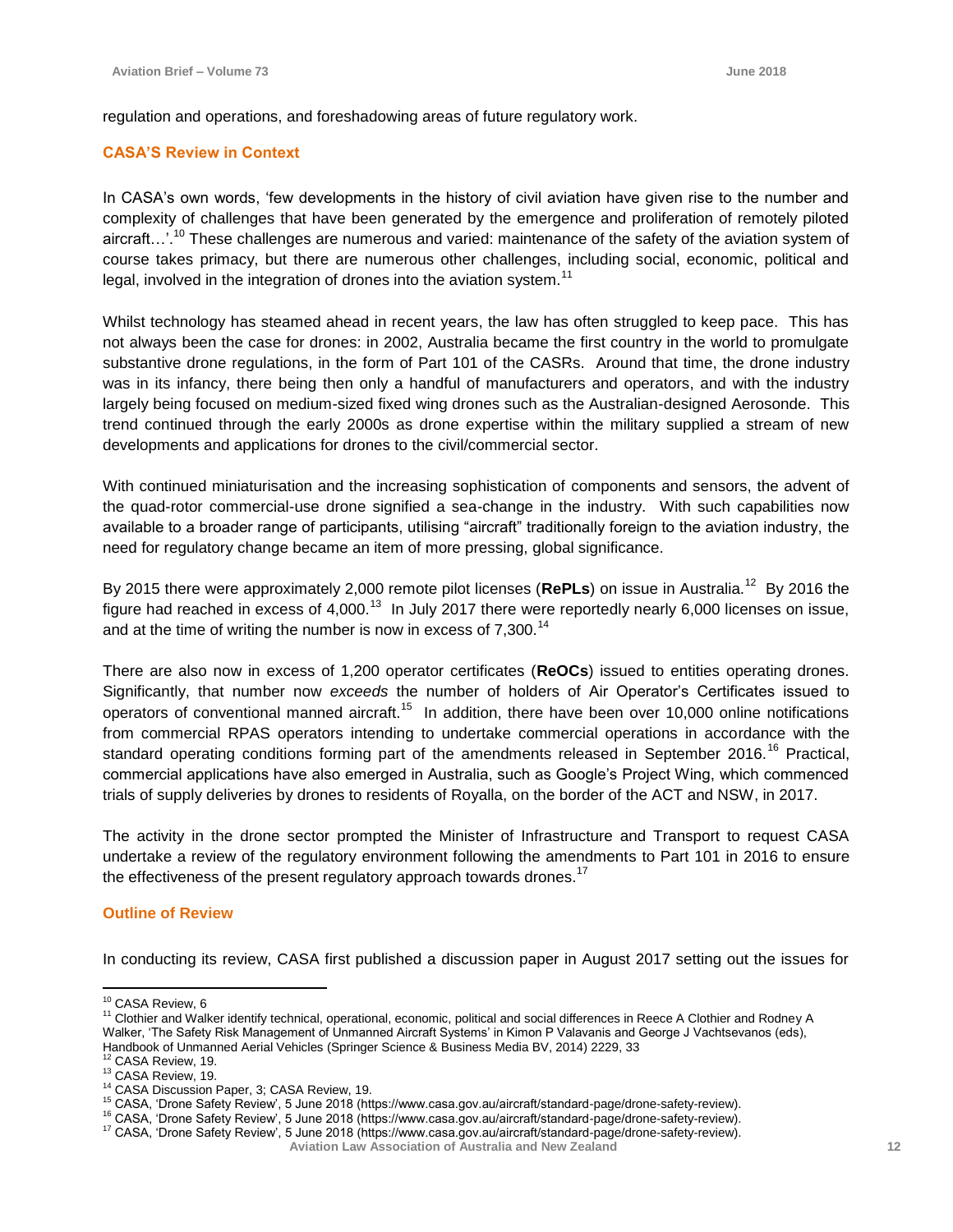regulation and operations, and foreshadowing areas of future regulatory work.

## CASA'S Review in Context

In CASA's own words, 'few developments in the history of civil aviation have given rise to the number and complexity of challenges that have been generated by the emergence and proliferation of remotely piloted aircraft…'.[10] These challenges are numerous and varied: maintenance of the safety of the aviation system of course takes primacy, but there are numerous other challenges, including social, economic, political and legal, involved in the integration of drones into the aviation system.[11]

Whilst technology has steamed ahead in recent years, the law has often struggled to keep pace. This has not always been the case for drones: in 2002, Australia became the first country in the world to promulgate substantive drone regulations, in the form of Part 101 of the CASRs. Around that time, the drone industry was in its infancy, there being then only a handful of manufacturers and operators, and with the industry largely being focused on medium-sized fixed wing drones such as the Australian-designed Aerosonde. This trend continued through the early 2000s as drone expertise within the military supplied a stream of new developments and applications for drones to the civil/commercial sector.

With continued miniaturisation and the increasing sophistication of components and sensors, the advent of the quad-rotor commercial-use drone signified a sea-change in the industry. With such capabilities now available to a broader range of participants, utilising "aircraft" traditionally foreign to the aviation industry, the need for regulatory change became an item of more pressing, global significance.

By 2015 there were approximately 2,000 remote pilot licenses (**RePLs**) on issue in Australia.[12] By 2016 the figure had reached in excess of 4,000.[13] In July 2017 there were reportedly nearly 6,000 licenses on issue, and at the time of writing the number is now in excess of 7,300.[14]

There are also now in excess of 1,200 operator certificates (**ReOCs**) issued to entities operating drones. Significantly, that number now *exceeds* the number of holders of Air Operator's Certificates issued to operators of conventional manned aircraft.[15] In addition, there have been over 10,000 online notifications from commercial RPAS operators intending to undertake commercial operations in accordance with the standard operating conditions forming part of the amendments released in September 2016.[16] Practical, commercial applications have also emerged in Australia, such as Google's Project Wing, which commenced trials of supply deliveries by drones to residents of Royalla, on the border of the ACT and NSW, in 2017.

The activity in the drone sector prompted the Minister of Infrastructure and Transport to request CASA undertake a review of the regulatory environment following the amendments to Part 101 in 2016 to ensure the effectiveness of the present regulatory approach towards drones.[17]

## Outline of Review

In conducting its review, CASA first published a discussion paper in August 2017 setting out the issues for

---

[10] CASA Review, 6

[11] Clothier and Walker identify technical, operational, economic, political and social differences in Reece A Clothier and Rodney A Walker, 'The Safety Risk Management of Unmanned Aircraft Systems' in Kimon P Valavanis and George J Vachtsevanos (eds), Handbook of Unmanned Aerial Vehicles (Springer Science & Business Media BV, 2014) 2229, 33

[12] CASA Review, 19.

[13] CASA Review, 19.

[14] CASA Discussion Paper, 3; CASA Review, 19.

[15] CASA, 'Drone Safety Review', 5 June 2018 (https://www.casa.gov.au/aircraft/standard-page/drone-safety-review).

[16] CASA, 'Drone Safety Review', 5 June 2018 (https://www.casa.gov.au/aircraft/standard-page/drone-safety-review).

[17] CASA, 'Drone Safety Review', 5 June 2018 (https://www.casa.gov.au/aircraft/standard-page/drone-safety-review).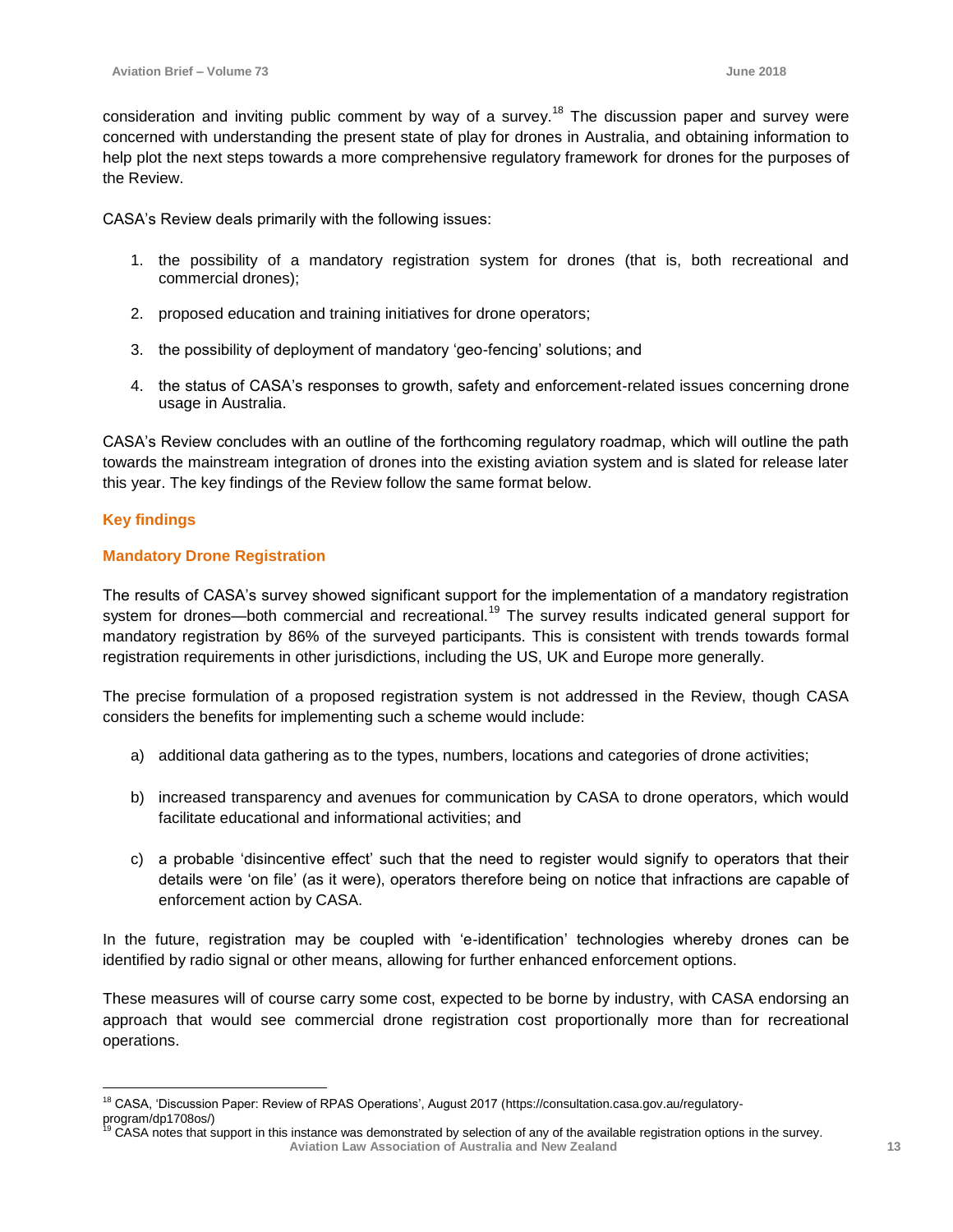consideration and inviting public comment by way of a survey.[18] The discussion paper and survey were concerned with understanding the present state of play for drones in Australia, and obtaining information to help plot the next steps towards a more comprehensive regulatory framework for drones for the purposes of the Review.

CASA's Review deals primarily with the following issues:

1. the possibility of a mandatory registration system for drones (that is, both recreational and commercial drones);
2. proposed education and training initiatives for drone operators;
3. the possibility of deployment of mandatory 'geo-fencing' solutions; and
4. the status of CASA's responses to growth, safety and enforcement-related issues concerning drone usage in Australia.

CASA's Review concludes with an outline of the forthcoming regulatory roadmap, which will outline the path towards the mainstream integration of drones into the existing aviation system and is slated for release later this year. The key findings of the Review follow the same format below.

## Key findings

### Mandatory Drone Registration

The results of CASA's survey showed significant support for the implementation of a mandatory registration system for drones—both commercial and recreational.[19] The survey results indicated general support for mandatory registration by 86% of the surveyed participants. This is consistent with trends towards formal registration requirements in other jurisdictions, including the US, UK and Europe more generally.

The precise formulation of a proposed registration system is not addressed in the Review, though CASA considers the benefits for implementing such a scheme would include:

a) additional data gathering as to the types, numbers, locations and categories of drone activities;

b) increased transparency and avenues for communication by CASA to drone operators, which would facilitate educational and informational activities; and

c) a probable 'disincentive effect' such that the need to register would signify to operators that their details were 'on file' (as it were), operators therefore being on notice that infractions are capable of enforcement action by CASA.

In the future, registration may be coupled with 'e-identification' technologies whereby drones can be identified by radio signal or other means, allowing for further enhanced enforcement options.

These measures will of course carry some cost, expected to be borne by industry, with CASA endorsing an approach that would see commercial drone registration cost proportionally more than for recreational operations.

---

[18] CASA, 'Discussion Paper: Review of RPAS Operations', August 2017 (https://consultation.casa.gov.au/regulatory-program/dp1708os/)

[19] CASA notes that support in this instance was demonstrated by selection of any of the available registration options in the survey.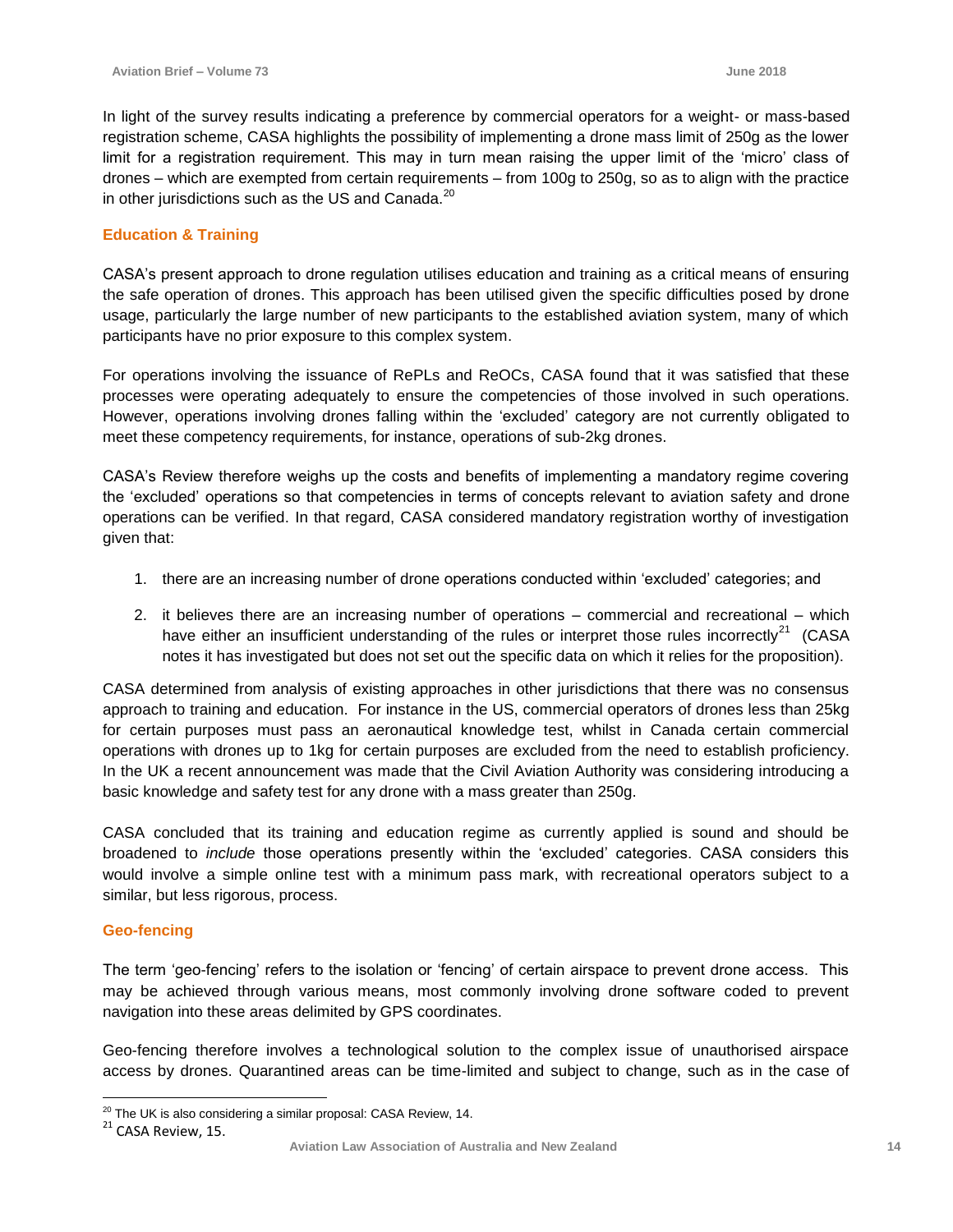In light of the survey results indicating a preference by commercial operators for a weight- or mass-based registration scheme, CASA highlights the possibility of implementing a drone mass limit of 250g as the lower limit for a registration requirement. This may in turn mean raising the upper limit of the 'micro' class of drones – which are exempted from certain requirements – from 100g to 250g, so as to align with the practice in other jurisdictions such as the US and Canada.[20]

### Education & Training

CASA's present approach to drone regulation utilises education and training as a critical means of ensuring the safe operation of drones. This approach has been utilised given the specific difficulties posed by drone usage, particularly the large number of new participants to the established aviation system, many of which participants have no prior exposure to this complex system.

For operations involving the issuance of RePLs and ReOCs, CASA found that it was satisfied that these processes were operating adequately to ensure the competencies of those involved in such operations. However, operations involving drones falling within the 'excluded' category are not currently obligated to meet these competency requirements, for instance, operations of sub-2kg drones.

CASA's Review therefore weighs up the costs and benefits of implementing a mandatory regime covering the 'excluded' operations so that competencies in terms of concepts relevant to aviation safety and drone operations can be verified. In that regard, CASA considered mandatory registration worthy of investigation given that:

1. there are an increasing number of drone operations conducted within 'excluded' categories; and
2. it believes there are an increasing number of operations – commercial and recreational – which have either an insufficient understanding of the rules or interpret those rules incorrectly[21] (CASA notes it has investigated but does not set out the specific data on which it relies for the proposition).

CASA determined from analysis of existing approaches in other jurisdictions that there was no consensus approach to training and education. For instance in the US, commercial operators of drones less than 25kg for certain purposes must pass an aeronautical knowledge test, whilst in Canada certain commercial operations with drones up to 1kg for certain purposes are excluded from the need to establish proficiency. In the UK a recent announcement was made that the Civil Aviation Authority was considering introducing a basic knowledge and safety test for any drone with a mass greater than 250g.

CASA concluded that its training and education regime as currently applied is sound and should be broadened to *include* those operations presently within the 'excluded' categories. CASA considers this would involve a simple online test with a minimum pass mark, with recreational operators subject to a similar, but less rigorous, process.

### Geo-fencing

The term 'geo-fencing' refers to the isolation or 'fencing' of certain airspace to prevent drone access. This may be achieved through various means, most commonly involving drone software coded to prevent navigation into these areas delimited by GPS coordinates.

Geo-fencing therefore involves a technological solution to the complex issue of unauthorised airspace access by drones. Quarantined areas can be time-limited and subject to change, such as in the case of

---

[20] The UK is also considering a similar proposal: CASA Review, 14.

[21] CASA Review, 15.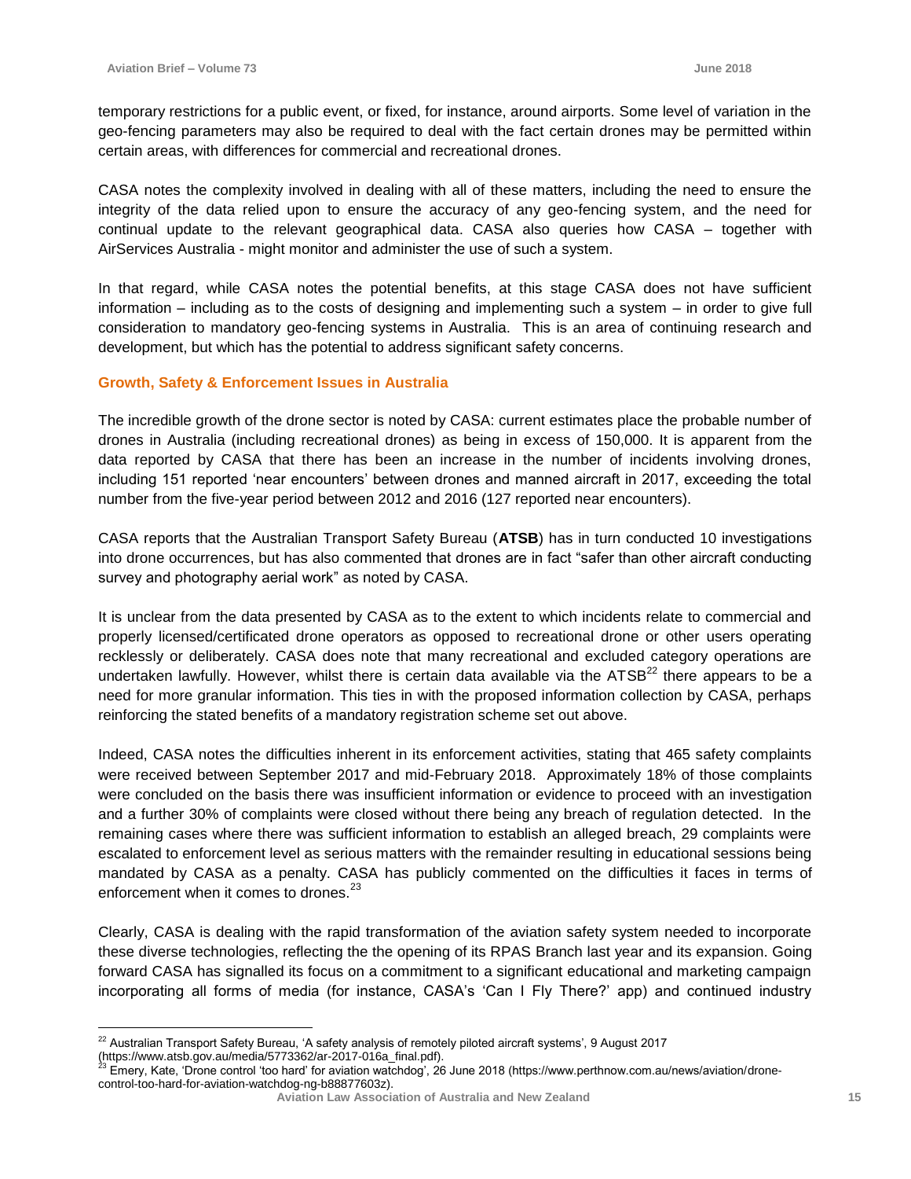temporary restrictions for a public event, or fixed, for instance, around airports. Some level of variation in the geo-fencing parameters may also be required to deal with the fact certain drones may be permitted within certain areas, with differences for commercial and recreational drones.

CASA notes the complexity involved in dealing with all of these matters, including the need to ensure the integrity of the data relied upon to ensure the accuracy of any geo-fencing system, and the need for continual update to the relevant geographical data. CASA also queries how CASA – together with AirServices Australia - might monitor and administer the use of such a system.

In that regard, while CASA notes the potential benefits, at this stage CASA does not have sufficient information – including as to the costs of designing and implementing such a system – in order to give full consideration to mandatory geo-fencing systems in Australia. This is an area of continuing research and development, but which has the potential to address significant safety concerns.

### Growth, Safety & Enforcement Issues in Australia

The incredible growth of the drone sector is noted by CASA: current estimates place the probable number of drones in Australia (including recreational drones) as being in excess of 150,000. It is apparent from the data reported by CASA that there has been an increase in the number of incidents involving drones, including 151 reported 'near encounters' between drones and manned aircraft in 2017, exceeding the total number from the five-year period between 2012 and 2016 (127 reported near encounters).

CASA reports that the Australian Transport Safety Bureau (**ATSB**) has in turn conducted 10 investigations into drone occurrences, but has also commented that drones are in fact "safer than other aircraft conducting survey and photography aerial work" as noted by CASA.

It is unclear from the data presented by CASA as to the extent to which incidents relate to commercial and properly licensed/certificated drone operators as opposed to recreational drone or other users operating recklessly or deliberately. CASA does note that many recreational and excluded category operations are undertaken lawfully. However, whilst there is certain data available via the ATSB[22] there appears to be a need for more granular information. This ties in with the proposed information collection by CASA, perhaps reinforcing the stated benefits of a mandatory registration scheme set out above.

Indeed, CASA notes the difficulties inherent in its enforcement activities, stating that 465 safety complaints were received between September 2017 and mid-February 2018. Approximately 18% of those complaints were concluded on the basis there was insufficient information or evidence to proceed with an investigation and a further 30% of complaints were closed without there being any breach of regulation detected. In the remaining cases where there was sufficient information to establish an alleged breach, 29 complaints were escalated to enforcement level as serious matters with the remainder resulting in educational sessions being mandated by CASA as a penalty. CASA has publicly commented on the difficulties it faces in terms of enforcement when it comes to drones.[23]

Clearly, CASA is dealing with the rapid transformation of the aviation safety system needed to incorporate these diverse technologies, reflecting the the opening of its RPAS Branch last year and its expansion. Going forward CASA has signalled its focus on a commitment to a significant educational and marketing campaign incorporating all forms of media (for instance, CASA's 'Can I Fly There?' app) and continued industry

---

[22] Australian Transport Safety Bureau, 'A safety analysis of remotely piloted aircraft systems', 9 August 2017 (https://www.atsb.gov.au/media/5773362/ar-2017-016a_final.pdf).

[23] Emery, Kate, 'Drone control 'too hard' for aviation watchdog', 26 June 2018 (https://www.perthnow.com.au/news/aviation/drone-control-too-hard-for-aviation-watchdog-ng-b88877603z).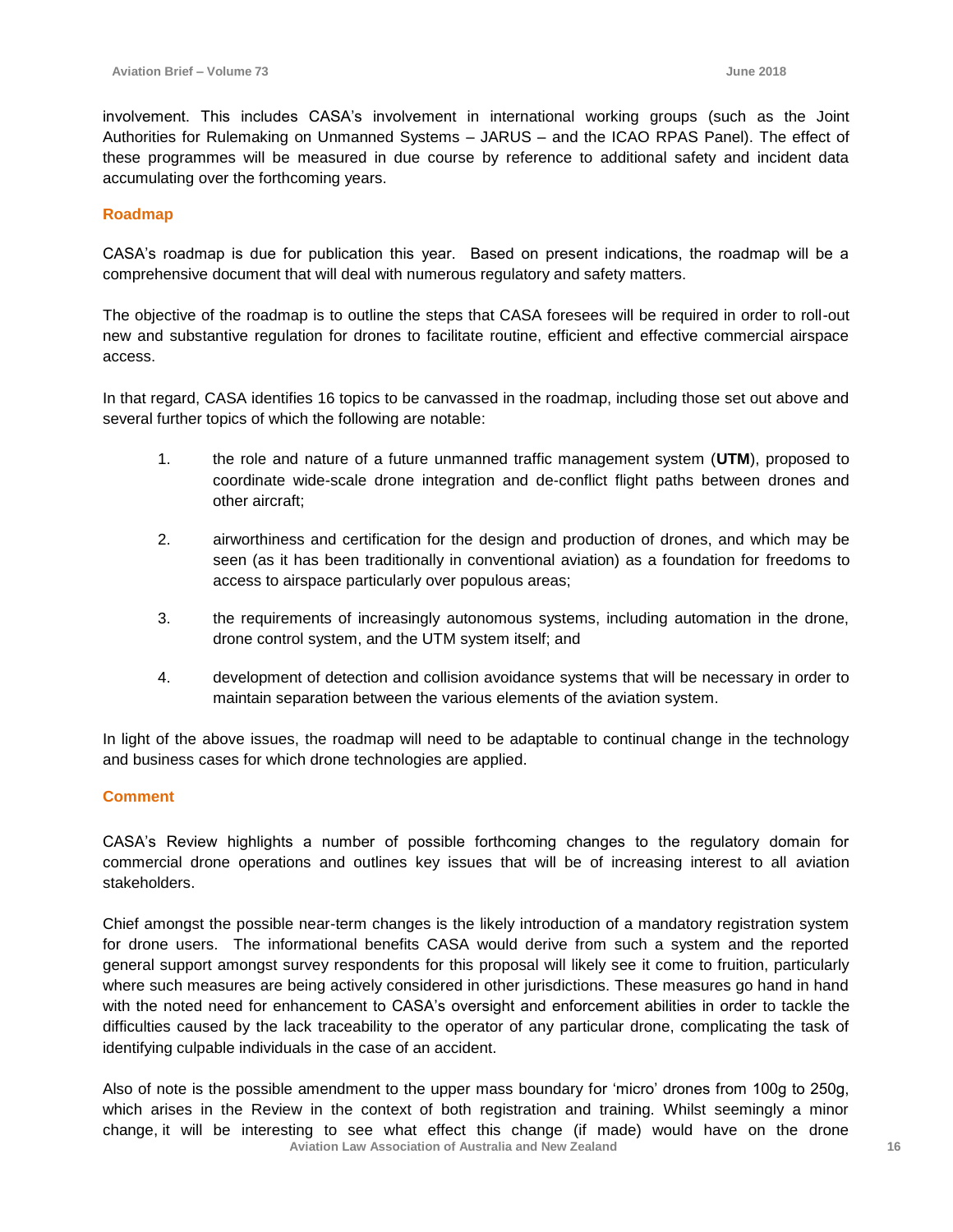involvement. This includes CASA's involvement in international working groups (such as the Joint Authorities for Rulemaking on Unmanned Systems – JARUS – and the ICAO RPAS Panel). The effect of these programmes will be measured in due course by reference to additional safety and incident data accumulating over the forthcoming years.

### Roadmap

CASA's roadmap is due for publication this year. Based on present indications, the roadmap will be a comprehensive document that will deal with numerous regulatory and safety matters.

The objective of the roadmap is to outline the steps that CASA foresees will be required in order to roll-out new and substantive regulation for drones to facilitate routine, efficient and effective commercial airspace access.

In that regard, CASA identifies 16 topics to be canvassed in the roadmap, including those set out above and several further topics of which the following are notable:

1. the role and nature of a future unmanned traffic management system (**UTM**), proposed to coordinate wide-scale drone integration and de-conflict flight paths between drones and other aircraft;

2. airworthiness and certification for the design and production of drones, and which may be seen (as it has been traditionally in conventional aviation) as a foundation for freedoms to access to airspace particularly over populous areas;

3. the requirements of increasingly autonomous systems, including automation in the drone, drone control system, and the UTM system itself; and

4. development of detection and collision avoidance systems that will be necessary in order to maintain separation between the various elements of the aviation system.

In light of the above issues, the roadmap will need to be adaptable to continual change in the technology and business cases for which drone technologies are applied.

### Comment

CASA's Review highlights a number of possible forthcoming changes to the regulatory domain for commercial drone operations and outlines key issues that will be of increasing interest to all aviation stakeholders.

Chief amongst the possible near-term changes is the likely introduction of a mandatory registration system for drone users. The informational benefits CASA would derive from such a system and the reported general support amongst survey respondents for this proposal will likely see it come to fruition, particularly where such measures are being actively considered in other jurisdictions. These measures go hand in hand with the noted need for enhancement to CASA's oversight and enforcement abilities in order to tackle the difficulties caused by the lack traceability to the operator of any particular drone, complicating the task of identifying culpable individuals in the case of an accident.

Also of note is the possible amendment to the upper mass boundary for 'micro' drones from 100g to 250g, which arises in the Review in the context of both registration and training. Whilst seemingly a minor change, it will be interesting to see what effect this change (if made) would have on the drone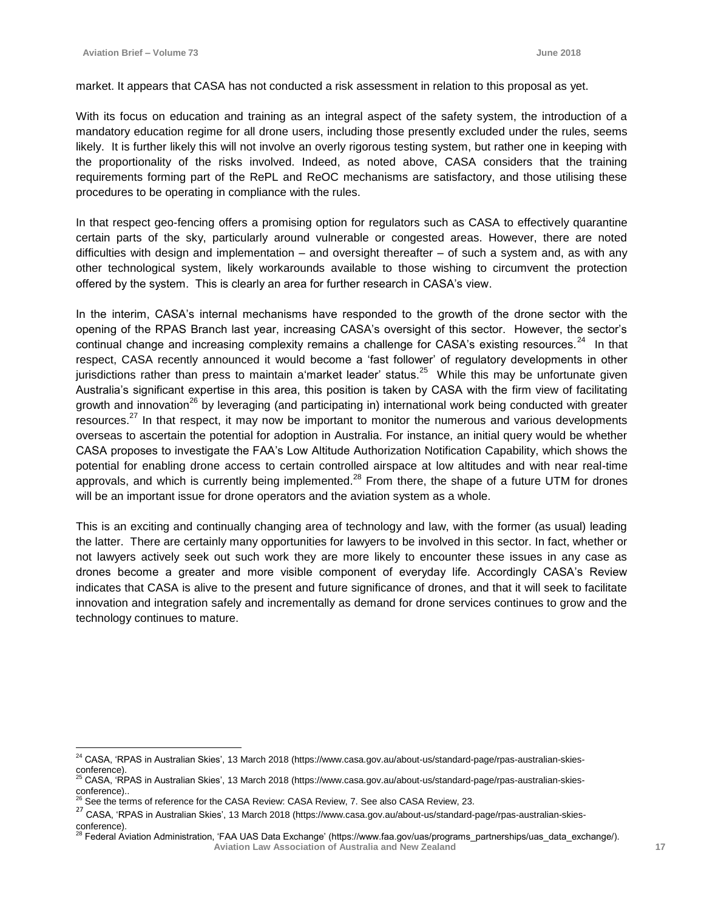market. It appears that CASA has not conducted a risk assessment in relation to this proposal as yet.

With its focus on education and training as an integral aspect of the safety system, the introduction of a mandatory education regime for all drone users, including those presently excluded under the rules, seems likely. It is further likely this will not involve an overly rigorous testing system, but rather one in keeping with the proportionality of the risks involved. Indeed, as noted above, CASA considers that the training requirements forming part of the RePL and ReOC mechanisms are satisfactory, and those utilising these procedures to be operating in compliance with the rules.

In that respect geo-fencing offers a promising option for regulators such as CASA to effectively quarantine certain parts of the sky, particularly around vulnerable or congested areas. However, there are noted difficulties with design and implementation – and oversight thereafter – of such a system and, as with any other technological system, likely workarounds available to those wishing to circumvent the protection offered by the system. This is clearly an area for further research in CASA's view.

In the interim, CASA's internal mechanisms have responded to the growth of the drone sector with the opening of the RPAS Branch last year, increasing CASA's oversight of this sector. However, the sector's continual change and increasing complexity remains a challenge for CASA's existing resources.[24] In that respect, CASA recently announced it would become a 'fast follower' of regulatory developments in other jurisdictions rather than press to maintain a'market leader' status.[25] While this may be unfortunate given Australia's significant expertise in this area, this position is taken by CASA with the firm view of facilitating growth and innovation[26] by leveraging (and participating in) international work being conducted with greater resources.[27] In that respect, it may now be important to monitor the numerous and various developments overseas to ascertain the potential for adoption in Australia. For instance, an initial query would be whether CASA proposes to investigate the FAA's Low Altitude Authorization Notification Capability, which shows the potential for enabling drone access to certain controlled airspace at low altitudes and with near real-time approvals, and which is currently being implemented.[28] From there, the shape of a future UTM for drones will be an important issue for drone operators and the aviation system as a whole.

This is an exciting and continually changing area of technology and law, with the former (as usual) leading the latter. There are certainly many opportunities for lawyers to be involved in this sector. In fact, whether or not lawyers actively seek out such work they are more likely to encounter these issues in any case as drones become a greater and more visible component of everyday life. Accordingly CASA's Review indicates that CASA is alive to the present and future significance of drones, and that it will seek to facilitate innovation and integration safely and incrementally as demand for drone services continues to grow and the technology continues to mature.

---

[24] CASA, 'RPAS in Australian Skies', 13 March 2018 (https://www.casa.gov.au/about-us/standard-page/rpas-australian-skies-conference).

[25] CASA, 'RPAS in Australian Skies', 13 March 2018 (https://www.casa.gov.au/about-us/standard-page/rpas-australian-skies-conference)..

[26] See the terms of reference for the CASA Review: CASA Review, 7. See also CASA Review, 23.

[27] CASA, 'RPAS in Australian Skies', 13 March 2018 (https://www.casa.gov.au/about-us/standard-page/rpas-australian-skies-conference).

[28] Federal Aviation Administration, 'FAA UAS Data Exchange' (https://www.faa.gov/uas/programs_partnerships/uas_data_exchange/).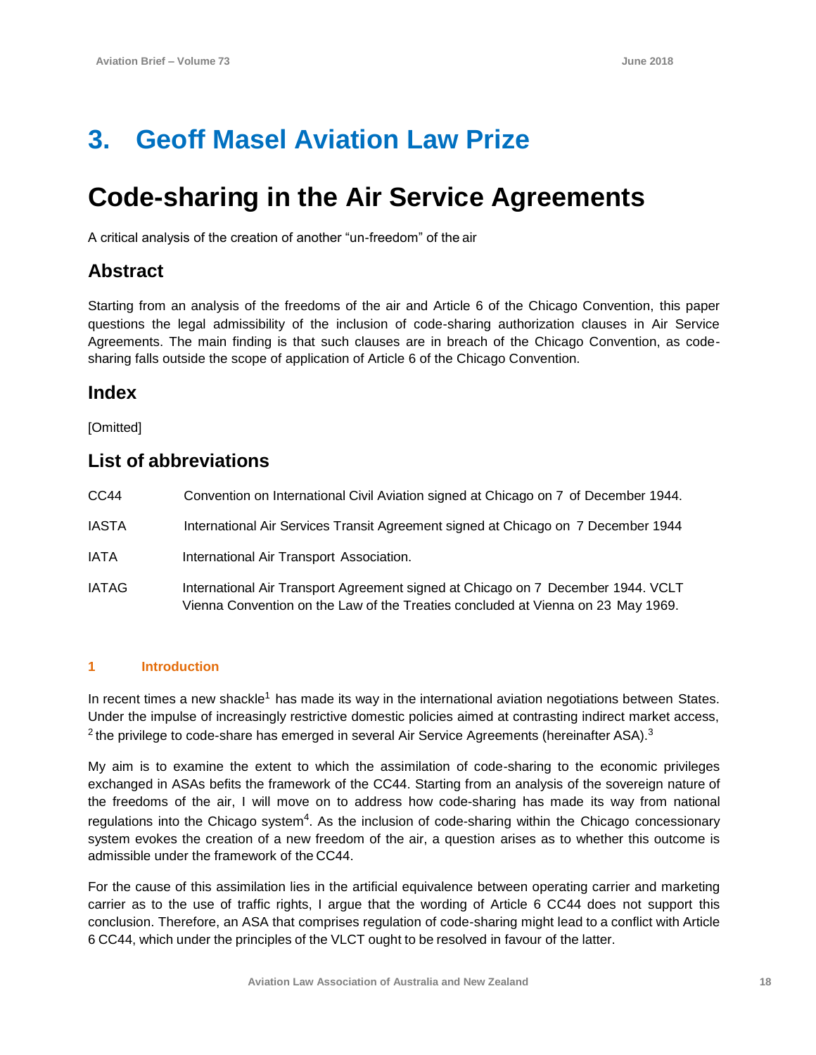# 3. Geoff Masel Aviation Law Prize

# Code-sharing in the Air Service Agreements

A critical analysis of the creation of another "un-freedom" of the air

## Abstract

Starting from an analysis of the freedoms of the air and Article 6 of the Chicago Convention, this paper questions the legal admissibility of the inclusion of code-sharing authorization clauses in Air Service Agreements. The main finding is that such clauses are in breach of the Chicago Convention, as code-sharing falls outside the scope of application of Article 6 of the Chicago Convention.

## Index

[Omitted]

## List of abbreviations

| | |
|---|---|
| CC44 | Convention on International Civil Aviation signed at Chicago on 7 of December 1944. |
| IASTA | International Air Services Transit Agreement signed at Chicago on 7 December 1944 |
| IATA | International Air Transport Association. |
| IATAG | International Air Transport Agreement signed at Chicago on 7 December 1944. |
| VCLT | Vienna Convention on the Law of the Treaties concluded at Vienna on 23 May 1969. |

### 1 Introduction

In recent times a new shackle[1] has made its way in the international aviation negotiations between States. Under the impulse of increasingly restrictive domestic policies aimed at contrasting indirect market access, [2] the privilege to code-share has emerged in several Air Service Agreements (hereinafter ASA).[3]

My aim is to examine the extent to which the assimilation of code-sharing to the economic privileges exchanged in ASAs befits the framework of the CC44. Starting from an analysis of the sovereign nature of the freedoms of the air, I will move on to address how code-sharing has made its way from national regulations into the Chicago system[4]. As the inclusion of code-sharing within the Chicago concessionary system evokes the creation of a new freedom of the air, a question arises as to whether this outcome is admissible under the framework of the CC44.

For the cause of this assimilation lies in the artificial equivalence between operating carrier and marketing carrier as to the use of traffic rights, I argue that the wording of Article 6 CC44 does not support this conclusion. Therefore, an ASA that comprises regulation of code-sharing might lead to a conflict with Article 6 CC44, which under the principles of the VLCT ought to be resolved in favour of the latter.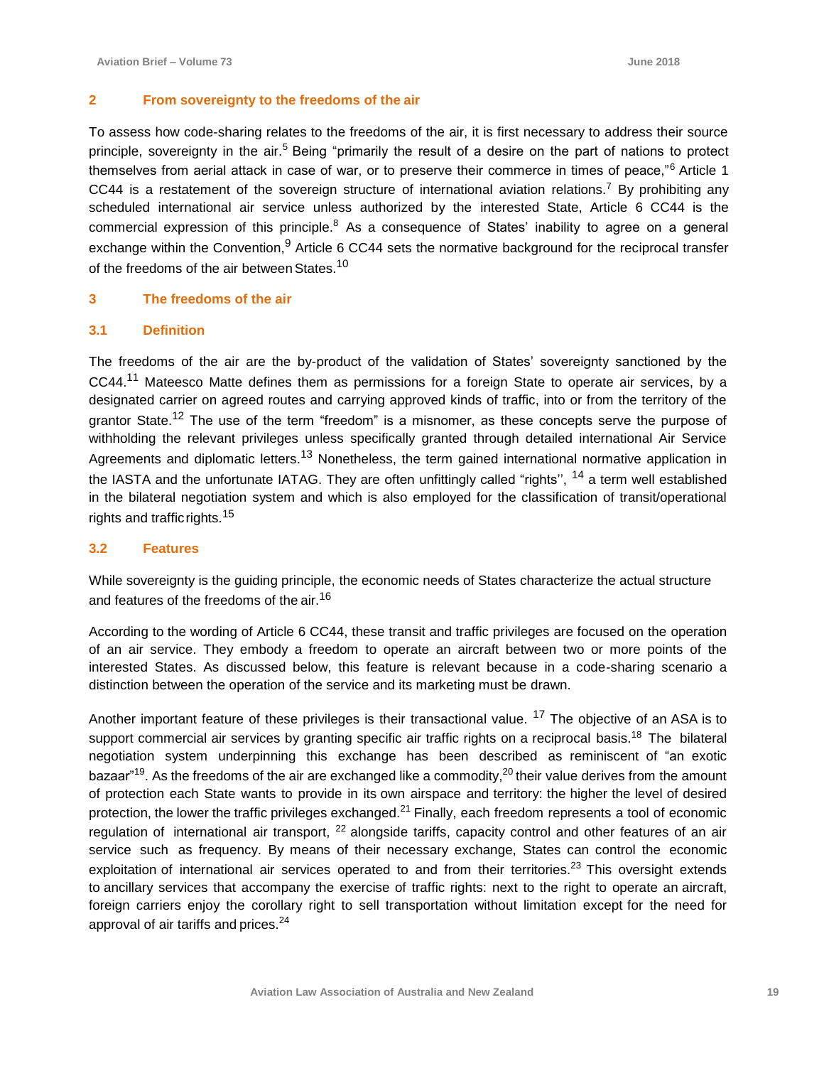## 2 From sovereignty to the freedoms of the air

To assess how code-sharing relates to the freedoms of the air, it is first necessary to address their source principle, sovereignty in the air.[5] Being "primarily the result of a desire on the part of nations to protect themselves from aerial attack in case of war, or to preserve their commerce in times of peace,"[6] Article 1 CC44 is a restatement of the sovereign structure of international aviation relations.[7] By prohibiting any scheduled international air service unless authorized by the interested State, Article 6 CC44 is the commercial expression of this principle.[8] As a consequence of States' inability to agree on a general exchange within the Convention,[9] Article 6 CC44 sets the normative background for the reciprocal transfer of the freedoms of the air between States.[10]

## 3 The freedoms of the air

### 3.1 Definition

The freedoms of the air are the by-product of the validation of States' sovereignty sanctioned by the CC44.[11] Mateesco Matte defines them as permissions for a foreign State to operate air services, by a designated carrier on agreed routes and carrying approved kinds of traffic, into or from the territory of the grantor State.[12] The use of the term "freedom" is a misnomer, as these concepts serve the purpose of withholding the relevant privileges unless specifically granted through detailed international Air Service Agreements and diplomatic letters.[13] Nonetheless, the term gained international normative application in the IASTA and the unfortunate IATAG. They are often unfittingly called "rights'', [14] a term well established in the bilateral negotiation system and which is also employed for the classification of transit/operational rights and traffic rights.[15]

### 3.2 Features

While sovereignty is the guiding principle, the economic needs of States characterize the actual structure and features of the freedoms of the air.[16]

According to the wording of Article 6 CC44, these transit and traffic privileges are focused on the operation of an air service. They embody a freedom to operate an aircraft between two or more points of the interested States. As discussed below, this feature is relevant because in a code-sharing scenario a distinction between the operation of the service and its marketing must be drawn.

Another important feature of these privileges is their transactional value. [17] The objective of an ASA is to support commercial air services by granting specific air traffic rights on a reciprocal basis.[18] The bilateral negotiation system underpinning this exchange has been described as reminiscent of "an exotic bazaar"[19]. As the freedoms of the air are exchanged like a commodity,[20] their value derives from the amount of protection each State wants to provide in its own airspace and territory: the higher the level of desired protection, the lower the traffic privileges exchanged.[21] Finally, each freedom represents a tool of economic regulation of international air transport, [22] alongside tariffs, capacity control and other features of an air service such as frequency. By means of their necessary exchange, States can control the economic exploitation of international air services operated to and from their territories.[23] This oversight extends to ancillary services that accompany the exercise of traffic rights: next to the right to operate an aircraft, foreign carriers enjoy the corollary right to sell transportation without limitation except for the need for approval of air tariffs and prices.[24]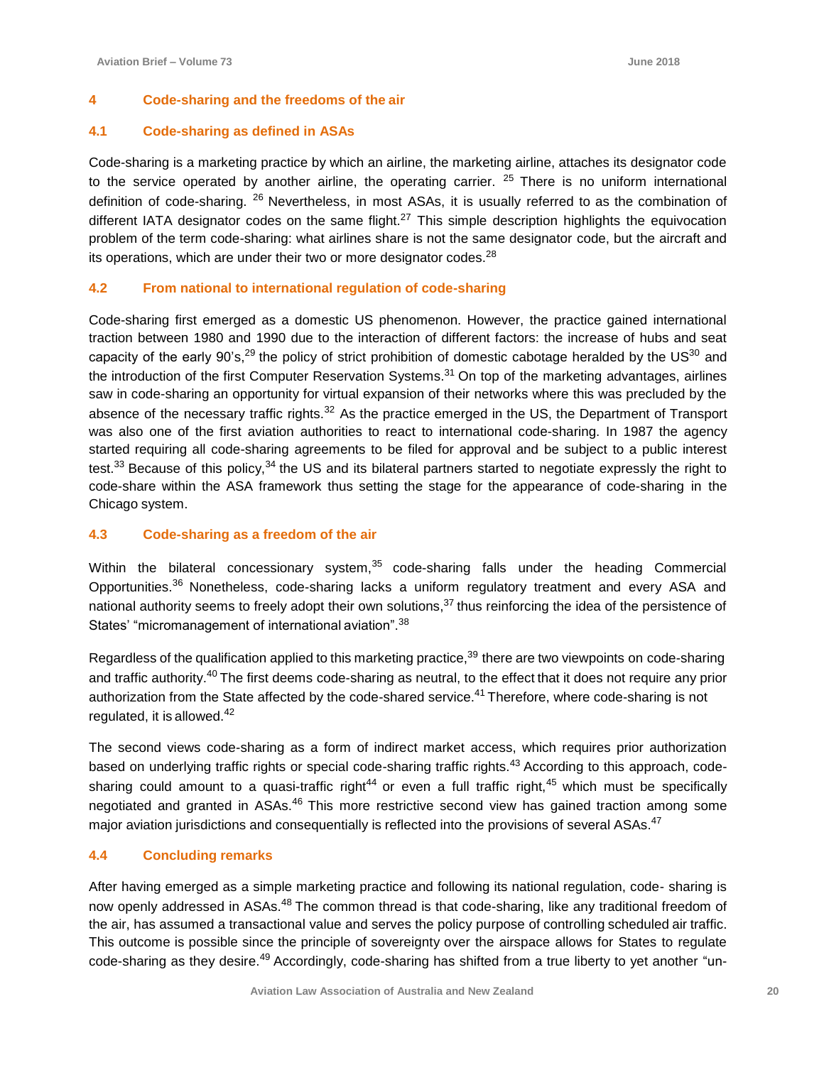## 4 Code-sharing and the freedoms of the air

### 4.1 Code-sharing as defined in ASAs

Code-sharing is a marketing practice by which an airline, the marketing airline, attaches its designator code to the service operated by another airline, the operating carrier. [25] There is no uniform international definition of code-sharing. [26] Nevertheless, in most ASAs, it is usually referred to as the combination of different IATA designator codes on the same flight.[27] This simple description highlights the equivocation problem of the term code-sharing: what airlines share is not the same designator code, but the aircraft and its operations, which are under their two or more designator codes.[28]

### 4.2 From national to international regulation of code-sharing

Code-sharing first emerged as a domestic US phenomenon. However, the practice gained international traction between 1980 and 1990 due to the interaction of different factors: the increase of hubs and seat capacity of the early 90's,[29] the policy of strict prohibition of domestic cabotage heralded by the US[30] and the introduction of the first Computer Reservation Systems.[31] On top of the marketing advantages, airlines saw in code-sharing an opportunity for virtual expansion of their networks where this was precluded by the absence of the necessary traffic rights.[32] As the practice emerged in the US, the Department of Transport was also one of the first aviation authorities to react to international code-sharing. In 1987 the agency started requiring all code-sharing agreements to be filed for approval and be subject to a public interest test.[33] Because of this policy,[34] the US and its bilateral partners started to negotiate expressly the right to code-share within the ASA framework thus setting the stage for the appearance of code-sharing in the Chicago system.

### 4.3 Code-sharing as a freedom of the air

Within the bilateral concessionary system,[35] code-sharing falls under the heading Commercial Opportunities.[36] Nonetheless, code-sharing lacks a uniform regulatory treatment and every ASA and national authority seems to freely adopt their own solutions,[37] thus reinforcing the idea of the persistence of States' "micromanagement of international aviation".[38]

Regardless of the qualification applied to this marketing practice,[39] there are two viewpoints on code-sharing and traffic authority.[40] The first deems code-sharing as neutral, to the effect that it does not require any prior authorization from the State affected by the code-shared service.[41] Therefore, where code-sharing is not regulated, it is allowed.[42]

The second views code-sharing as a form of indirect market access, which requires prior authorization based on underlying traffic rights or special code-sharing traffic rights.[43] According to this approach, code-sharing could amount to a quasi-traffic right[44] or even a full traffic right,[45] which must be specifically negotiated and granted in ASAs.[46] This more restrictive second view has gained traction among some major aviation jurisdictions and consequentially is reflected into the provisions of several ASAs.[47]

### 4.4 Concluding remarks

After having emerged as a simple marketing practice and following its national regulation, code- sharing is now openly addressed in ASAs.[48] The common thread is that code-sharing, like any traditional freedom of the air, has assumed a transactional value and serves the policy purpose of controlling scheduled air traffic. This outcome is possible since the principle of sovereignty over the airspace allows for States to regulate code-sharing as they desire.[49] Accordingly, code-sharing has shifted from a true liberty to yet another "un-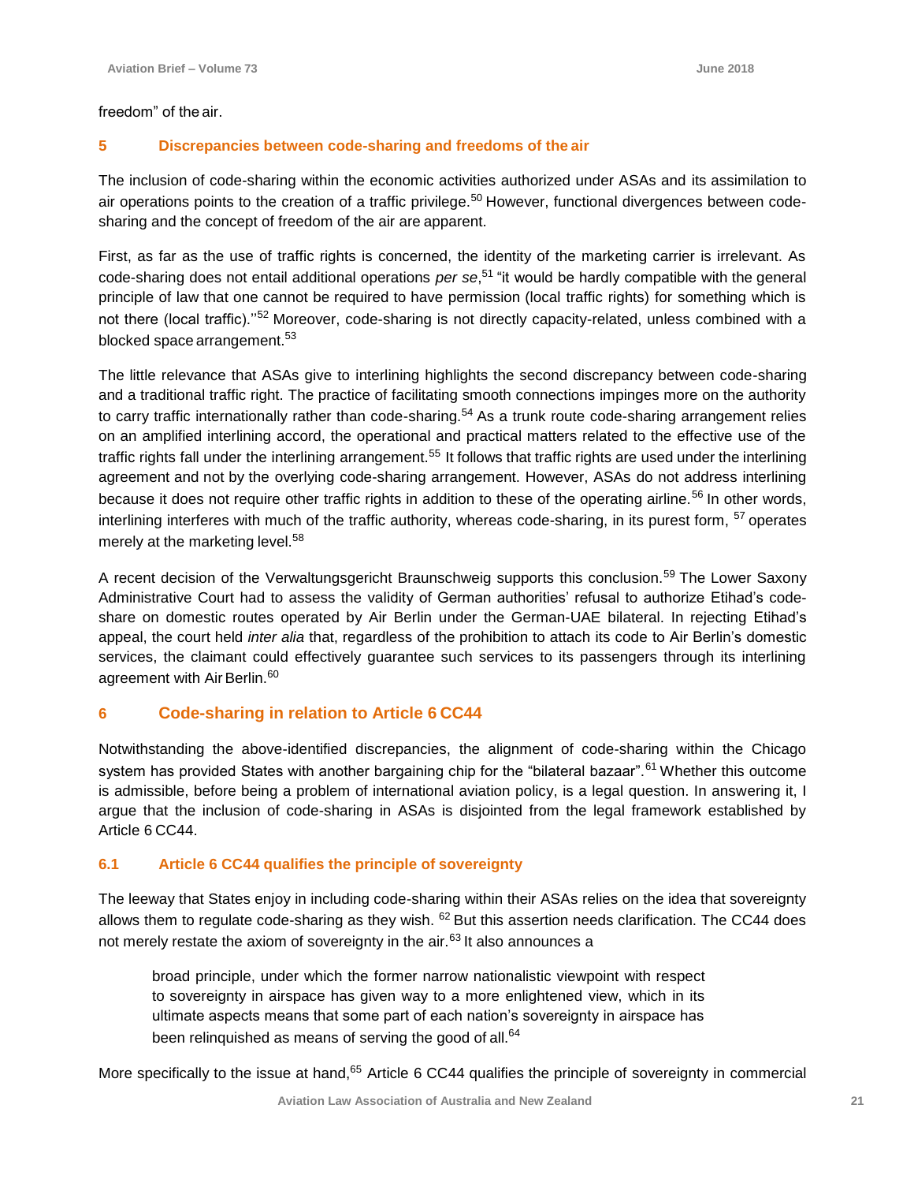freedom" of the air.

## 5 Discrepancies between code-sharing and freedoms of the air

The inclusion of code-sharing within the economic activities authorized under ASAs and its assimilation to air operations points to the creation of a traffic privilege.[50] However, functional divergences between code-sharing and the concept of freedom of the air are apparent.

First, as far as the use of traffic rights is concerned, the identity of the marketing carrier is irrelevant. As code-sharing does not entail additional operations *per se*,[51] "it would be hardly compatible with the general principle of law that one cannot be required to have permission (local traffic rights) for something which is not there (local traffic)."[52] Moreover, code-sharing is not directly capacity-related, unless combined with a blocked space arrangement.[53]

The little relevance that ASAs give to interlining highlights the second discrepancy between code-sharing and a traditional traffic right. The practice of facilitating smooth connections impinges more on the authority to carry traffic internationally rather than code-sharing.[54] As a trunk route code-sharing arrangement relies on an amplified interlining accord, the operational and practical matters related to the effective use of the traffic rights fall under the interlining arrangement.[55] It follows that traffic rights are used under the interlining agreement and not by the overlying code-sharing arrangement. However, ASAs do not address interlining because it does not require other traffic rights in addition to these of the operating airline.[56] In other words, interlining interferes with much of the traffic authority, whereas code-sharing, in its purest form, [57] operates merely at the marketing level.[58]

A recent decision of the Verwaltungsgericht Braunschweig supports this conclusion.[59] The Lower Saxony Administrative Court had to assess the validity of German authorities' refusal to authorize Etihad's code-share on domestic routes operated by Air Berlin under the German-UAE bilateral. In rejecting Etihad's appeal, the court held *inter alia* that, regardless of the prohibition to attach its code to Air Berlin's domestic services, the claimant could effectively guarantee such services to its passengers through its interlining agreement with Air Berlin.[60]

## 6 Code-sharing in relation to Article 6 CC44

Notwithstanding the above-identified discrepancies, the alignment of code-sharing within the Chicago system has provided States with another bargaining chip for the "bilateral bazaar".[61] Whether this outcome is admissible, before being a problem of international aviation policy, is a legal question. In answering it, I argue that the inclusion of code-sharing in ASAs is disjointed from the legal framework established by Article 6 CC44.

### 6.1 Article 6 CC44 qualifies the principle of sovereignty

The leeway that States enjoy in including code-sharing within their ASAs relies on the idea that sovereignty allows them to regulate code-sharing as they wish. [62] But this assertion needs clarification. The CC44 does not merely restate the axiom of sovereignty in the air.[63] It also announces a

> broad principle, under which the former narrow nationalistic viewpoint with respect to sovereignty in airspace has given way to a more enlightened view, which in its ultimate aspects means that some part of each nation's sovereignty in airspace has been relinquished as means of serving the good of all.[64]

More specifically to the issue at hand,[65] Article 6 CC44 qualifies the principle of sovereignty in commercial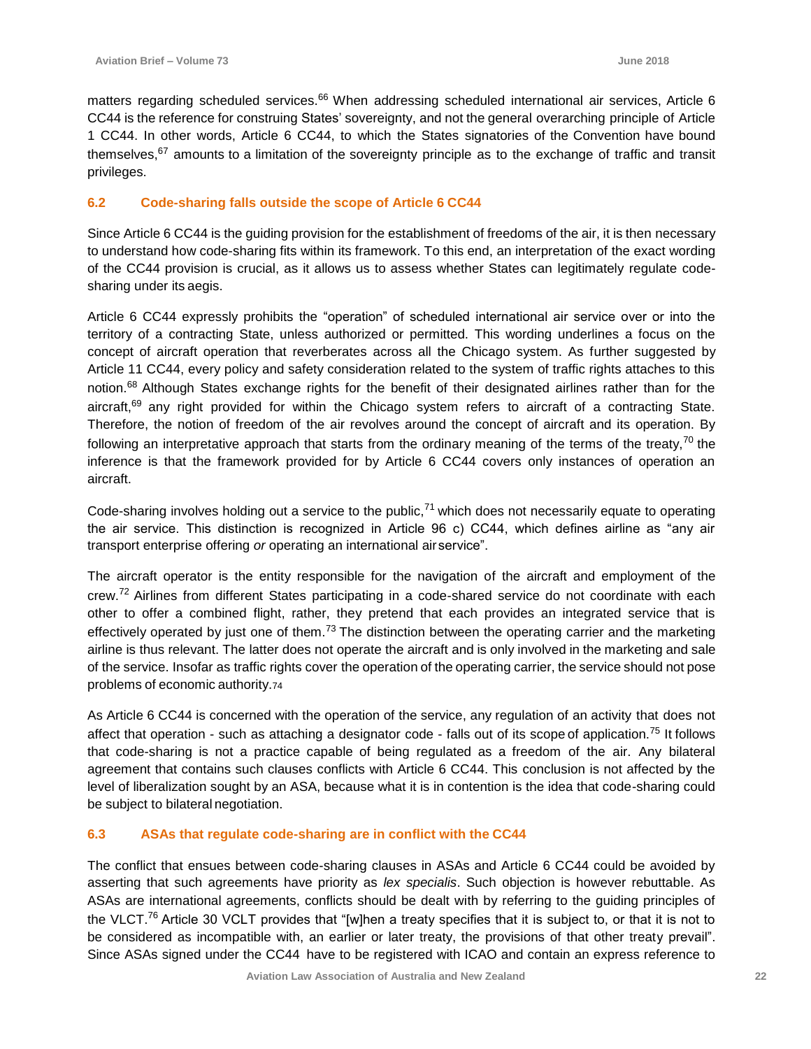matters regarding scheduled services.[66] When addressing scheduled international air services, Article 6 CC44 is the reference for construing States' sovereignty, and not the general overarching principle of Article 1 CC44. In other words, Article 6 CC44, to which the States signatories of the Convention have bound themselves,[67] amounts to a limitation of the sovereignty principle as to the exchange of traffic and transit privileges.

### 6.2 Code-sharing falls outside the scope of Article 6 CC44

Since Article 6 CC44 is the guiding provision for the establishment of freedoms of the air, it is then necessary to understand how code-sharing fits within its framework. To this end, an interpretation of the exact wording of the CC44 provision is crucial, as it allows us to assess whether States can legitimately regulate code-sharing under its aegis.

Article 6 CC44 expressly prohibits the "operation" of scheduled international air service over or into the territory of a contracting State, unless authorized or permitted. This wording underlines a focus on the concept of aircraft operation that reverberates across all the Chicago system. As further suggested by Article 11 CC44, every policy and safety consideration related to the system of traffic rights attaches to this notion.[68] Although States exchange rights for the benefit of their designated airlines rather than for the aircraft,[69] any right provided for within the Chicago system refers to aircraft of a contracting State. Therefore, the notion of freedom of the air revolves around the concept of aircraft and its operation. By following an interpretative approach that starts from the ordinary meaning of the terms of the treaty,[70] the inference is that the framework provided for by Article 6 CC44 covers only instances of operation an aircraft.

Code-sharing involves holding out a service to the public,[71] which does not necessarily equate to operating the air service. This distinction is recognized in Article 96 c) CC44, which defines airline as "any air transport enterprise offering *or* operating an international air service".

The aircraft operator is the entity responsible for the navigation of the aircraft and employment of the crew.[72] Airlines from different States participating in a code-shared service do not coordinate with each other to offer a combined flight, rather, they pretend that each provides an integrated service that is effectively operated by just one of them.[73] The distinction between the operating carrier and the marketing airline is thus relevant. The latter does not operate the aircraft and is only involved in the marketing and sale of the service. Insofar as traffic rights cover the operation of the operating carrier, the service should not pose problems of economic authority.[74]

As Article 6 CC44 is concerned with the operation of the service, any regulation of an activity that does not affect that operation - such as attaching a designator code - falls out of its scope of application.[75] It follows that code-sharing is not a practice capable of being regulated as a freedom of the air. Any bilateral agreement that contains such clauses conflicts with Article 6 CC44. This conclusion is not affected by the level of liberalization sought by an ASA, because what it is in contention is the idea that code-sharing could be subject to bilateral negotiation.

### 6.3 ASAs that regulate code-sharing are in conflict with the CC44

The conflict that ensues between code-sharing clauses in ASAs and Article 6 CC44 could be avoided by asserting that such agreements have priority as *lex specialis*. Such objection is however rebuttable. As ASAs are international agreements, conflicts should be dealt with by referring to the guiding principles of the VLCT.[76] Article 30 VCLT provides that "[w]hen a treaty specifies that it is subject to, or that it is not to be considered as incompatible with, an earlier or later treaty, the provisions of that other treaty prevail". Since ASAs signed under the CC44 have to be registered with ICAO and contain an express reference to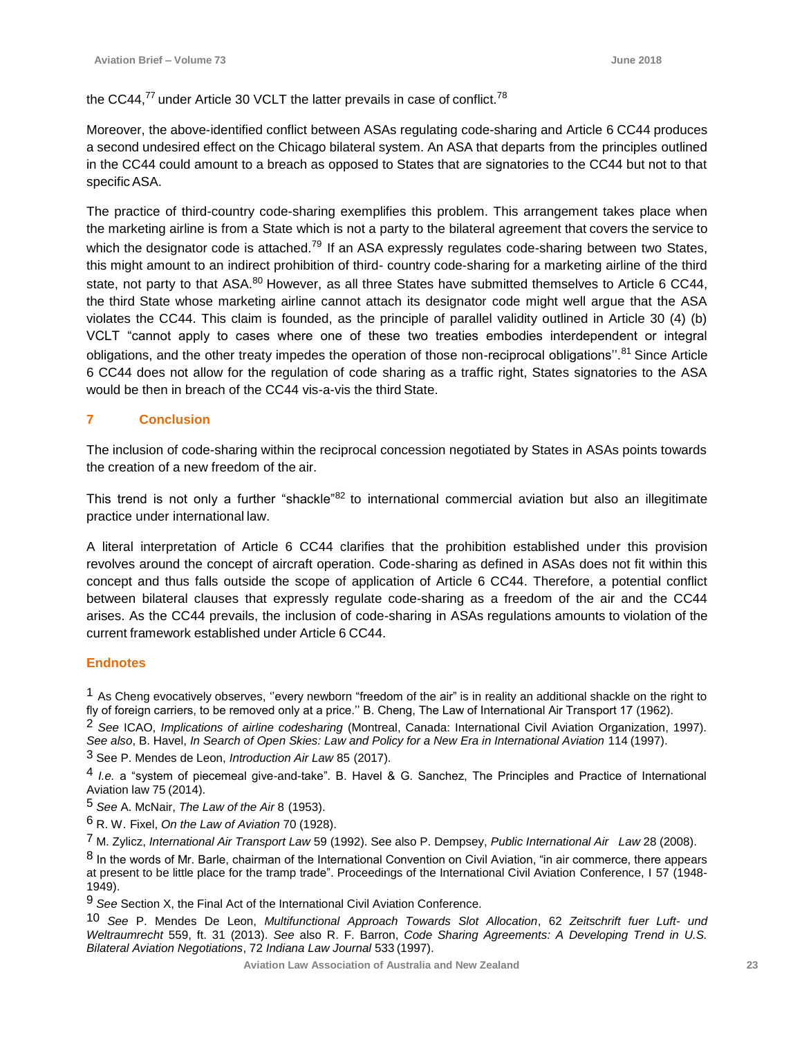the CC44,[77] under Article 30 VCLT the latter prevails in case of conflict.[78]

Moreover, the above-identified conflict between ASAs regulating code-sharing and Article 6 CC44 produces a second undesired effect on the Chicago bilateral system. An ASA that departs from the principles outlined in the CC44 could amount to a breach as opposed to States that are signatories to the CC44 but not to that specific ASA.

The practice of third-country code-sharing exemplifies this problem. This arrangement takes place when the marketing airline is from a State which is not a party to the bilateral agreement that covers the service to which the designator code is attached.[79] If an ASA expressly regulates code-sharing between two States, this might amount to an indirect prohibition of third- country code-sharing for a marketing airline of the third state, not party to that ASA.[80] However, as all three States have submitted themselves to Article 6 CC44, the third State whose marketing airline cannot attach its designator code might well argue that the ASA violates the CC44. This claim is founded, as the principle of parallel validity outlined in Article 30 (4) (b) VCLT "cannot apply to cases where one of these two treaties embodies interdependent or integral obligations, and the other treaty impedes the operation of those non-reciprocal obligations''.[81] Since Article 6 CC44 does not allow for the regulation of code sharing as a traffic right, States signatories to the ASA would be then in breach of the CC44 vis-a-vis the third State.

## 7 Conclusion

The inclusion of code-sharing within the reciprocal concession negotiated by States in ASAs points towards the creation of a new freedom of the air.

This trend is not only a further "shackle"[82] to international commercial aviation but also an illegitimate practice under international law.

A literal interpretation of Article 6 CC44 clarifies that the prohibition established under this provision revolves around the concept of aircraft operation. Code-sharing as defined in ASAs does not fit within this concept and thus falls outside the scope of application of Article 6 CC44. Therefore, a potential conflict between bilateral clauses that expressly regulate code-sharing as a freedom of the air and the CC44 arises. As the CC44 prevails, the inclusion of code-sharing in ASAs regulations amounts to violation of the current framework established under Article 6 CC44.

## Endnotes

1 As Cheng evocatively observes, ''every newborn "freedom of the air" is in reality an additional shackle on the right to fly of foreign carriers, to be removed only at a price.'' B. Cheng, The Law of International Air Transport 17 (1962).

2 *See* ICAO, *Implications of airline codesharing* (Montreal, Canada: International Civil Aviation Organization, 1997). *See also*, B. Havel, *In Search of Open Skies: Law and Policy for a New Era in International Aviation* 114 (1997).

3 See P. Mendes de Leon, *Introduction Air Law* 85 (2017).

4 *I.e.* a "system of piecemeal give-and-take". B. Havel & G. Sanchez, The Principles and Practice of International Aviation law 75 (2014).

5 *See* A. McNair, *The Law of the Air* 8 (1953).

6 R. W. Fixel, *On the Law of Aviation* 70 (1928).

7 M. Zylicz, *International Air Transport Law* 59 (1992). See also P. Dempsey, *Public International Air Law* 28 (2008).

8 In the words of Mr. Barle, chairman of the International Convention on Civil Aviation, "in air commerce, there appears at present to be little place for the tramp trade". Proceedings of the International Civil Aviation Conference, I 57 (1948-1949).

9 *See* Section X, the Final Act of the International Civil Aviation Conference.

10 *See* P. Mendes De Leon, *Multifunctional Approach Towards Slot Allocation*, 62 *Zeitschrift fuer Luft- und Weltraumrecht* 559, ft. 31 (2013). *See* also R. F. Barron, *Code Sharing Agreements: A Developing Trend in U.S. Bilateral Aviation Negotiations*, 72 *Indiana Law Journal* 533 (1997).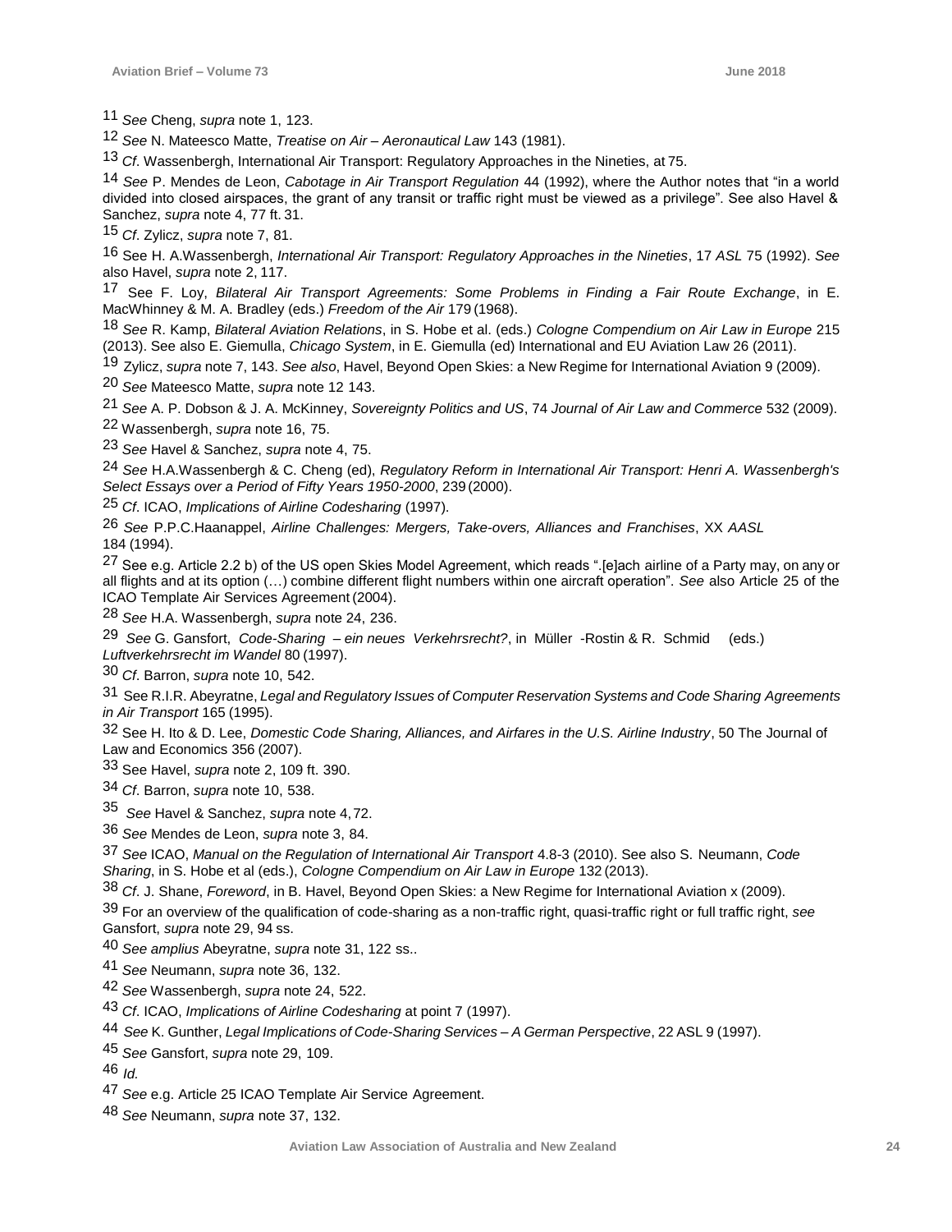11 *See* Cheng, *supra* note 1, 123.

12 *See* N. Mateesco Matte, *Treatise on Air – Aeronautical Law* 143 (1981).

13 *Cf*. Wassenbergh, International Air Transport: Regulatory Approaches in the Nineties, at 75.

14 *See* P. Mendes de Leon, *Cabotage in Air Transport Regulation* 44 (1992), where the Author notes that "in a world divided into closed airspaces, the grant of any transit or traffic right must be viewed as a privilege". See also Havel & Sanchez, *supra* note 4, 77 ft. 31.

15 *Cf*. Zylicz, *supra* note 7, 81.

16 See H. A.Wassenbergh, *International Air Transport: Regulatory Approaches in the Nineties*, 17 *ASL* 75 (1992). *See* also Havel, *supra* note 2, 117.

17 See F. Loy, *Bilateral Air Transport Agreements: Some Problems in Finding a Fair Route Exchange*, in E. MacWhinney & M. A. Bradley (eds.) *Freedom of the Air* 179 (1968).

18 *See* R. Kamp, *Bilateral Aviation Relations*, in S. Hobe et al. (eds.) *Cologne Compendium on Air Law in Europe* 215 (2013). See also E. Giemulla, *Chicago System*, in E. Giemulla (ed) International and EU Aviation Law 26 (2011).

19 Zylicz, *supra* note 7, 143. *See also*, Havel, Beyond Open Skies: a New Regime for International Aviation 9 (2009).

20 *See* Mateesco Matte, *supra* note 12 143.

21 *See* A. P. Dobson & J. A. McKinney, *Sovereignty Politics and US*, 74 *Journal of Air Law and Commerce* 532 (2009).

22 Wassenbergh, *supra* note 16, 75.

23 *See* Havel & Sanchez, *supra* note 4, 75.

24 *See* H.A.Wassenbergh & C. Cheng (ed), *Regulatory Reform in International Air Transport: Henri A. Wassenbergh's Select Essays over a Period of Fifty Years 1950-2000*, 239 (2000).

25 *Cf*. ICAO, *Implications of Airline Codesharing* (1997).

26 *See* P.P.C.Haanappel, *Airline Challenges: Mergers, Take-overs, Alliances and Franchises*, XX *AASL* 184 (1994).

27 See e.g. Article 2.2 b) of the US open Skies Model Agreement, which reads ".[e]ach airline of a Party may, on any or all flights and at its option (…) combine different flight numbers within one aircraft operation". *See* also Article 25 of the ICAO Template Air Services Agreement (2004).

28 *See* H.A. Wassenbergh, *supra* note 24, 236.

29 *See* G. Gansfort, *Code-Sharing – ein neues Verkehrsrecht?*, in Müller -Rostin & R. Schmid (eds.) *Luftverkehrsrecht im Wandel* 80 (1997).

30 *Cf*. Barron, *supra* note 10, 542.

31 See R.I.R. Abeyratne, *Legal and Regulatory Issues of Computer Reservation Systems and Code Sharing Agreements in Air Transport* 165 (1995).

32 See H. Ito & D. Lee, *Domestic Code Sharing, Alliances, and Airfares in the U.S. Airline Industry*, 50 The Journal of Law and Economics 356 (2007).

33 See Havel, *supra* note 2, 109 ft. 390.

34 *Cf*. Barron, *supra* note 10, 538.

35 *See* Havel & Sanchez, *supra* note 4, 72.

36 *See* Mendes de Leon, *supra* note 3, 84.

37 *See* ICAO, *Manual on the Regulation of International Air Transport* 4.8-3 (2010). See also S. Neumann, *Code Sharing*, in S. Hobe et al (eds.), *Cologne Compendium on Air Law in Europe* 132 (2013).

38 *Cf*. J. Shane, *Foreword*, in B. Havel, Beyond Open Skies: a New Regime for International Aviation x (2009).

39 For an overview of the qualification of code-sharing as a non-traffic right, quasi-traffic right or full traffic right, *see* Gansfort, *supra* note 29, 94 ss.

40 *See amplius* Abeyratne, *supra* note 31, 122 ss..

41 *See* Neumann, *supra* note 36, 132.

42 *See* Wassenbergh, *supra* note 24, 522.

43 *Cf*. ICAO, *Implications of Airline Codesharing* at point 7 (1997).

44 *See* K. Gunther, *Legal Implications of Code-Sharing Services – A German Perspective*, 22 ASL 9 (1997).

45 *See* Gansfort, *supra* note 29, 109.

46 *Id.*

47 *See* e.g. Article 25 ICAO Template Air Service Agreement.

48 *See* Neumann, *supra* note 37, 132.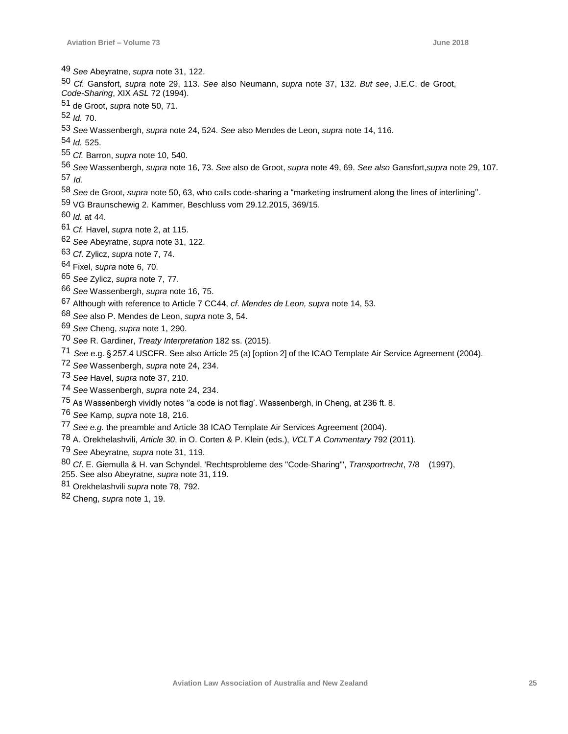49 *See* Abeyratne, *supra* note 31, 122.

50 *Cf.* Gansfort, *supra* note 29, 113. *See* also Neumann, *supra* note 37, 132. *But see*, J.E.C. de Groot, *Code-Sharing*, XIX *ASL* 72 (1994).

51 de Groot, *supra* note 50, 71.

52 *Id.* 70.

53 *See* Wassenbergh, *supra* note 24, 524. *See* also Mendes de Leon, *supra* note 14, 116.

54 *Id.* 525.

55 *Cf.* Barron, *supra* note 10, 540.

56 *See* Wassenbergh, *supra* note 16, 73. *See* also de Groot, *supra* note 49, 69. *See also* Gansfort,*supra* note 29, 107.

57 *Id.*

58 *See* de Groot, *supra* note 50, 63, who calls code-sharing a "marketing instrument along the lines of interlining''.

59 VG Braunschweig 2. Kammer, Beschluss vom 29.12.2015, 369/15.

60 *Id.* at 44.

61 *Cf.* Havel, *supra* note 2, at 115.

62 *See* Abeyratne, *supra* note 31, 122.

63 *Cf*. Zylicz, *supra* note 7, 74.

64 Fixel, *supra* note 6, 70.

65 *See* Zylicz, *supra* note 7, 77.

66 *See* Wassenbergh, *supra* note 16, 75.

67 Although with reference to Article 7 CC44, *cf*. *Mendes de Leon, supra* note 14, 53.

68 *See* also P. Mendes de Leon, *supra* note 3, 54.

69 *See* Cheng, *supra* note 1, 290.

70 *See* R. Gardiner, *Treaty Interpretation* 182 ss. (2015).

71 *See* e.g. § 257.4 USCFR. See also Article 25 (a) [option 2] of the ICAO Template Air Service Agreement (2004).

72 *See* Wassenbergh, *supra* note 24, 234.

73 *See* Havel, *supra* note 37, 210.

74 *See* Wassenbergh, *supra* note 24, 234.

75 As Wassenbergh vividly notes ''a code is not flag'. Wassenbergh, in Cheng, at 236 ft. 8.

76 *See* Kamp, *supra* note 18, 216.

77 *See e.g.* the preamble and Article 38 ICAO Template Air Services Agreement (2004).

78 A. Orekhelashvili, *Article 30*, in O. Corten & P. Klein (eds.), *VCLT A Commentary* 792 (2011).

79 *See* Abeyratne*, supra* note 31, 119.

80 *Cf*. E. Giemulla & H. van Schyndel, 'Rechtsprobleme des "Code-Sharing"', *Transportrecht*, 7/8 (1997), 255. See also Abeyratne, *supra* note 31, 119.

81 Orekhelashvili *supra* note 78, 792.

82 Cheng, *supra* note 1, 19.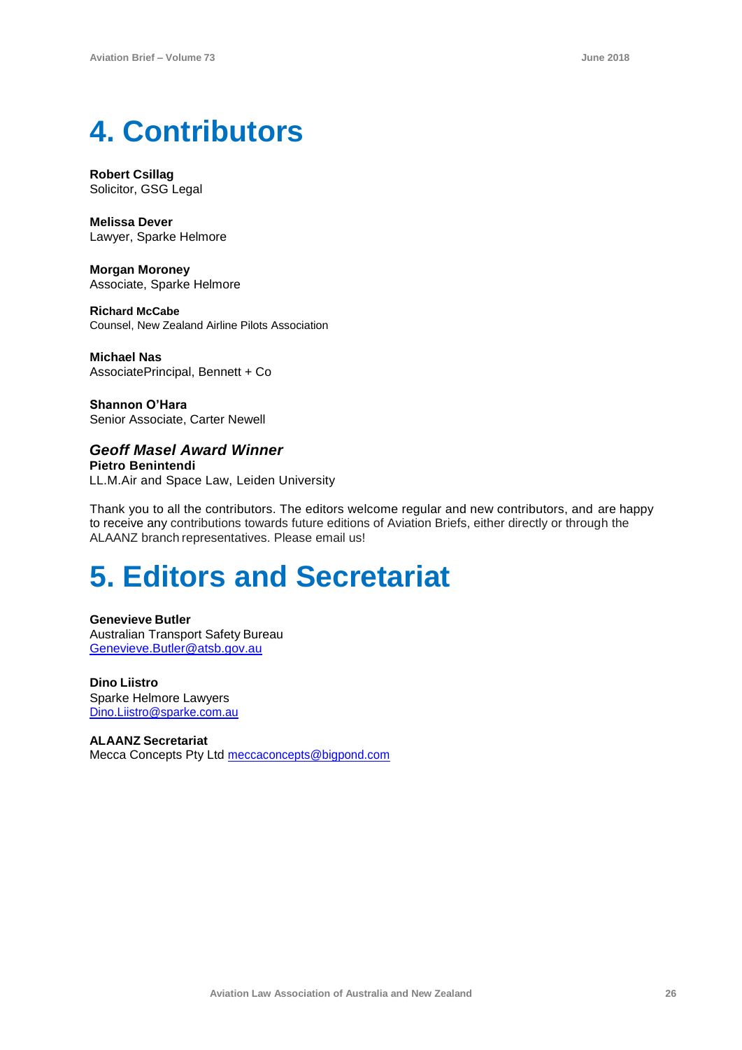# 4. Contributors

**Robert Csillag**
Solicitor, GSG Legal

**Melissa Dever**
Lawyer, Sparke Helmore

**Morgan Moroney**
Associate, Sparke Helmore

**Richard McCabe**
Counsel, New Zealand Airline Pilots Association

**Michael Nas**
AssociatePrincipal, Bennett + Co

**Shannon O'Hara**
Senior Associate, Carter Newell

***Geoff Masel Award Winner***
**Pietro Benintendi**
LL.M.Air and Space Law, Leiden University

Thank you to all the contributors. The editors welcome regular and new contributors, and are happy to receive any contributions towards future editions of Aviation Briefs, either directly or through the ALAANZ branch representatives. Please email us!

# 5. Editors and Secretariat

**Genevieve Butler**
Australian Transport Safety Bureau
Genevieve.Butler@atsb.gov.au

**Dino Liistro**
Sparke Helmore Lawyers
Dino.Liistro@sparke.com.au

**ALAANZ Secretariat**
Mecca Concepts Pty Ltd meccaconcepts@bigpond.com